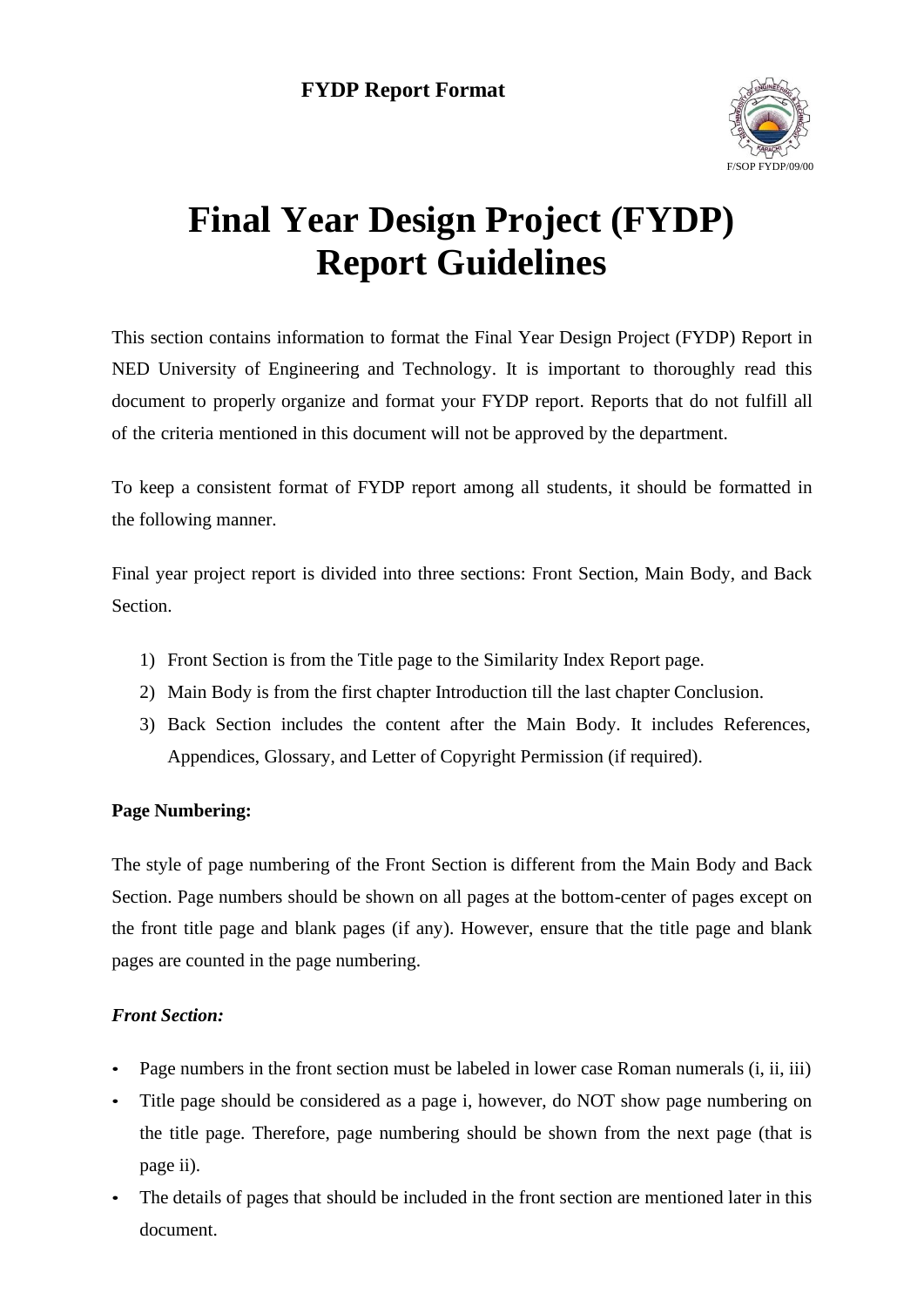**FYDP Report Format**

F/SOP FYDP/09/00

# Final Year Design Project (FYDP) Report Guidelines

This section contains information to format the Final Year Design Project (FYDP) Report in NED University of Engineering and Technology. It is important to thoroughly read this document to properly organize and format your FYDP report. Reports that do not fulfill all of the criteria mentioned in this document will not be approved by the department.

To keep a consistent format of FYDP report among all students, it should be formatted in the following manner.

Final year project report is divided into three sections: Front Section, Main Body, and Back Section.

1) Front Section is from the Title page to the Similarity Index Report page.
2) Main Body is from the first chapter Introduction till the last chapter Conclusion.
3) Back Section includes the content after the Main Body. It includes References, Appendices, Glossary, and Letter of Copyright Permission (if required).

**Page Numbering:**

The style of page numbering of the Front Section is different from the Main Body and Back Section. Page numbers should be shown on all pages at the bottom-center of pages except on the front title page and blank pages (if any). However, ensure that the title page and blank pages are counted in the page numbering.

***Front Section:***

- Page numbers in the front section must be labeled in lower case Roman numerals (i, ii, iii)
- Title page should be considered as a page i, however, do NOT show page numbering on the title page. Therefore, page numbering should be shown from the next page (that is page ii).
- The details of pages that should be included in the front section are mentioned later in this document.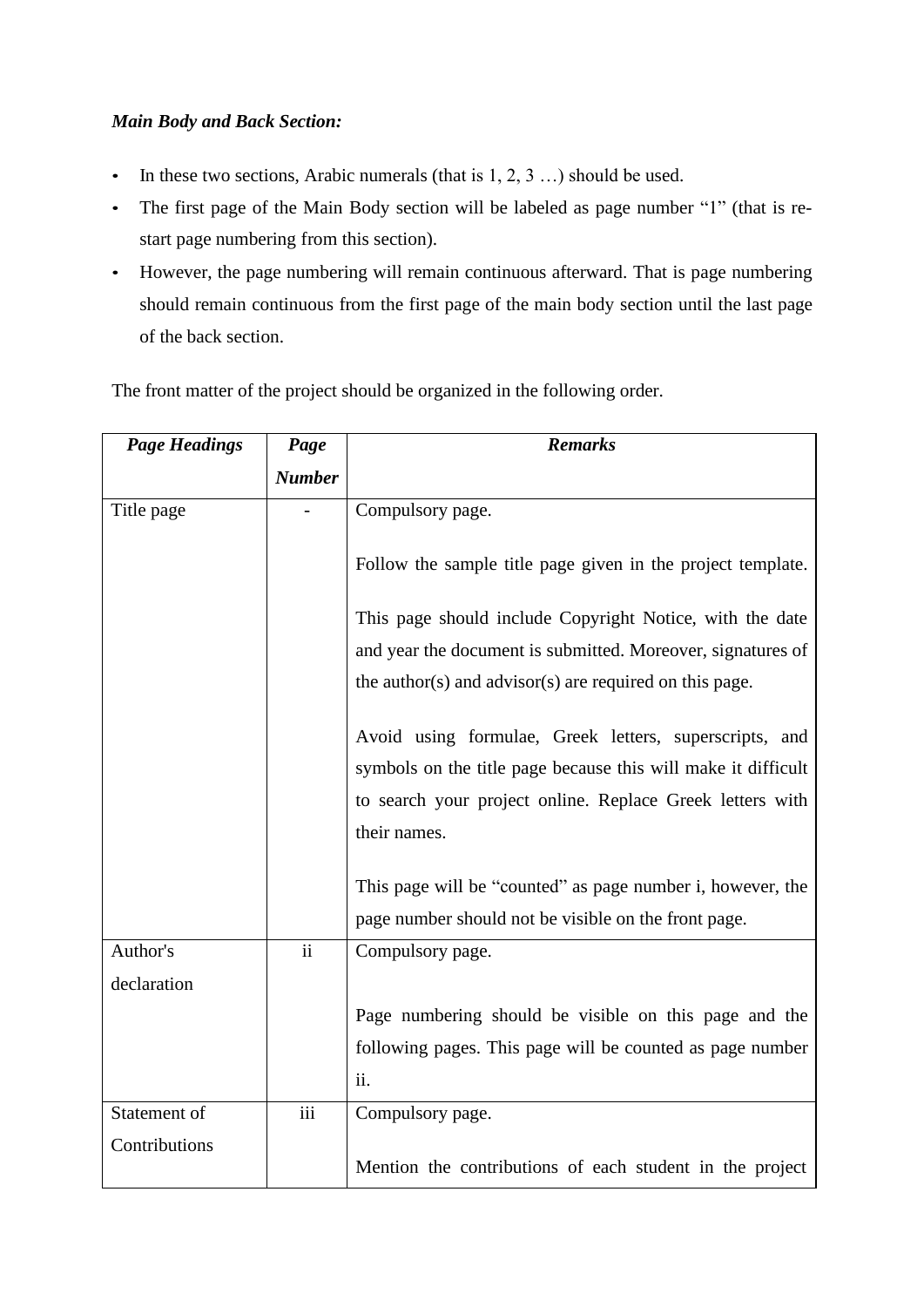***Main Body and Back Section:***

- In these two sections, Arabic numerals (that is 1, 2, 3 …) should be used.
- The first page of the Main Body section will be labeled as page number "1" (that is re-start page numbering from this section).
- However, the page numbering will remain continuous afterward. That is page numbering should remain continuous from the first page of the main body section until the last page of the back section.

The front matter of the project should be organized in the following order.

| ***Page Headings*** | ***Page Number*** | ***Remarks*** |
|---|---|---|
| Title page | - | Compulsory page.<br><br>Follow the sample title page given in the project template.<br><br>This page should include Copyright Notice, with the date and year the document is submitted. Moreover, signatures of the author(s) and advisor(s) are required on this page.<br><br>Avoid using formulae, Greek letters, superscripts, and symbols on the title page because this will make it difficult to search your project online. Replace Greek letters with their names.<br><br>This page will be "counted" as page number i, however, the page number should not be visible on the front page. |
| Author's declaration | ii | Compulsory page.<br><br>Page numbering should be visible on this page and the following pages. This page will be counted as page number ii. |
| Statement of Contributions | iii | Compulsory page.<br><br>Mention the contributions of each student in the project |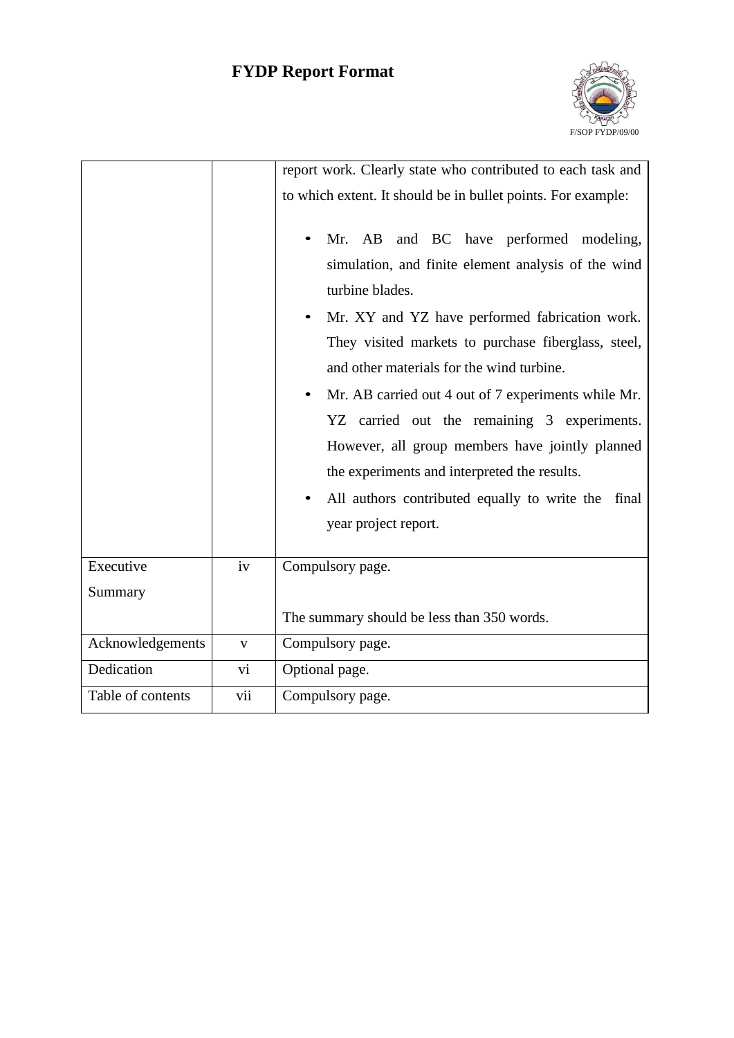| | | |
|---|---|---|
| | | report work. Clearly state who contributed to each task and to which extent. It should be in bullet points. For example:<br><br>• Mr. AB and BC have performed modeling, simulation, and finite element analysis of the wind turbine blades.<br>• Mr. XY and YZ have performed fabrication work. They visited markets to purchase fiberglass, steel, and other materials for the wind turbine.<br>• Mr. AB carried out 4 out of 7 experiments while Mr. YZ carried out the remaining 3 experiments. However, all group members have jointly planned the experiments and interpreted the results.<br>• All authors contributed equally to write the final year project report. |
| Executive Summary | iv | Compulsory page.<br><br>The summary should be less than 350 words. |
| Acknowledgements | v | Compulsory page. |
| Dedication | vi | Optional page. |
| Table of contents | vii | Compulsory page. |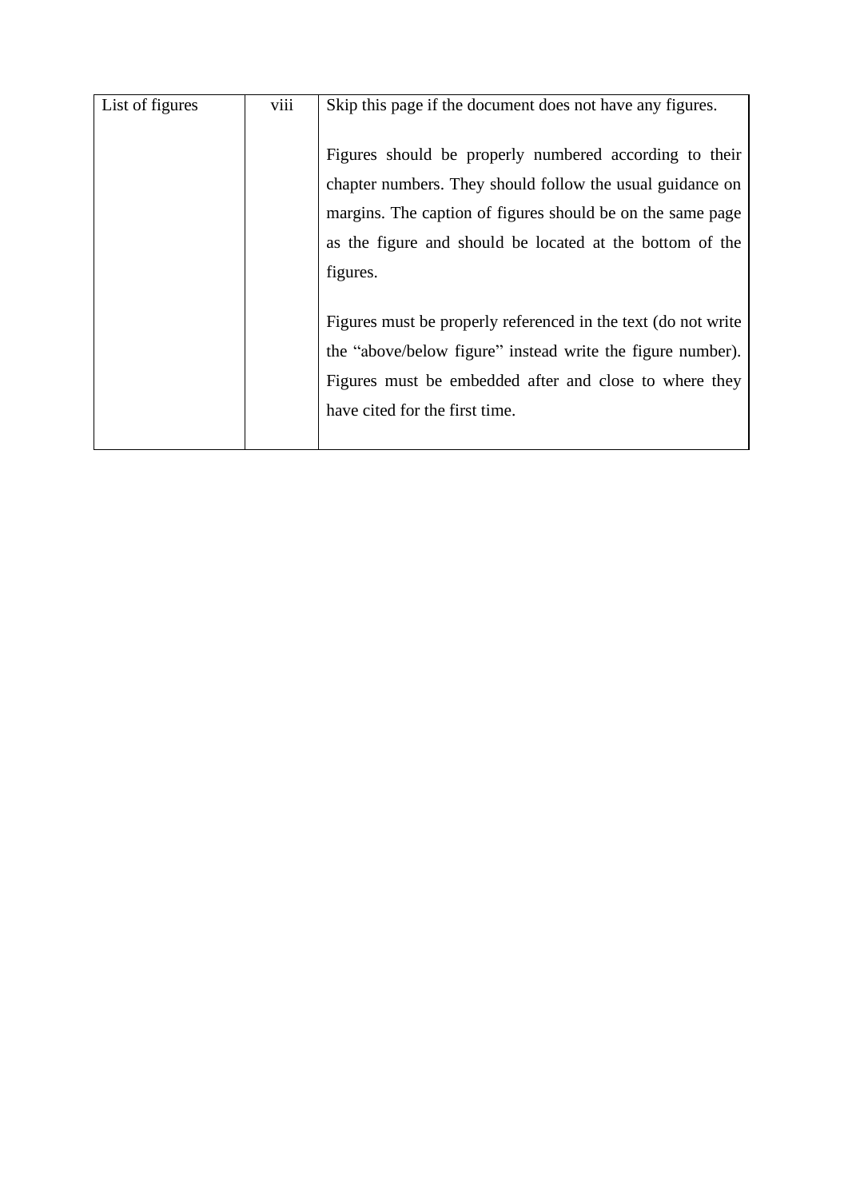| List of figures | viii | Skip this page if the document does not have any figures.<br><br>Figures should be properly numbered according to their chapter numbers. They should follow the usual guidance on margins. The caption of figures should be on the same page as the figure and should be located at the bottom of the figures.<br><br>Figures must be properly referenced in the text (do not write the "above/below figure" instead write the figure number). Figures must be embedded after and close to where they have cited for the first time. |
|---|---|---|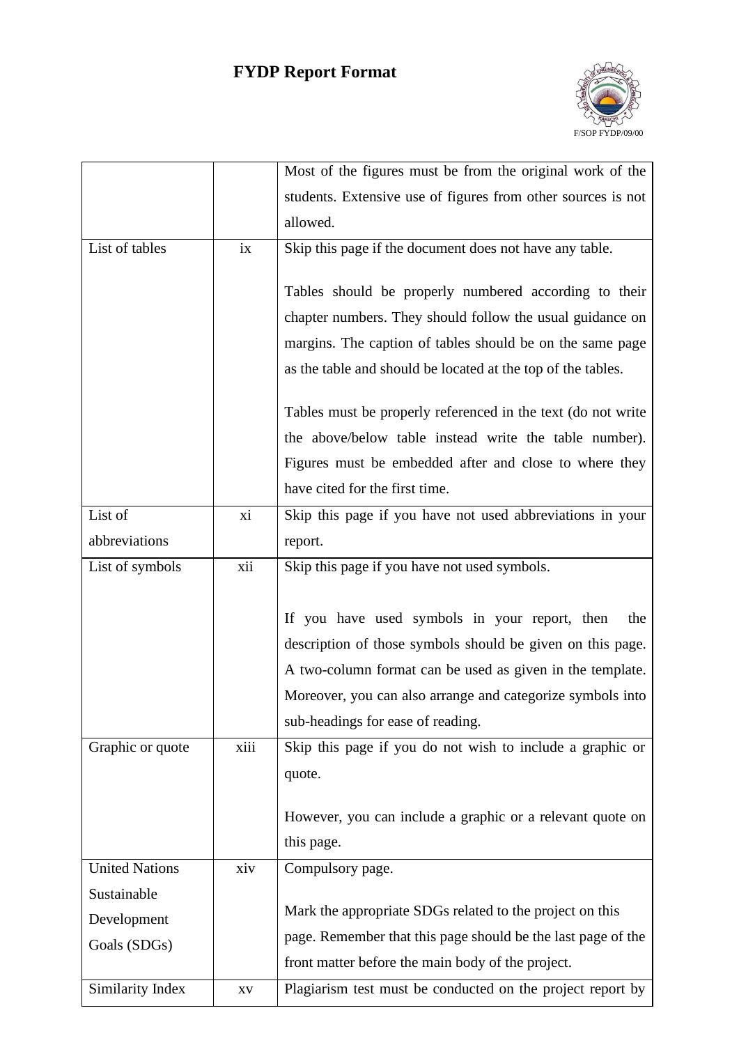| | | |
|---|---|---|
| | | Most of the figures must be from the original work of the students. Extensive use of figures from other sources is not allowed. |
| List of tables | ix | Skip this page if the document does not have any table.<br><br>Tables should be properly numbered according to their chapter numbers. They should follow the usual guidance on margins. The caption of tables should be on the same page as the table and should be located at the top of the tables.<br><br>Tables must be properly referenced in the text (do not write the above/below table instead write the table number). Figures must be embedded after and close to where they have cited for the first time. |
| List of abbreviations | xi | Skip this page if you have not used abbreviations in your report. |
| List of symbols | xii | Skip this page if you have not used symbols.<br><br>If you have used symbols in your report, then the description of those symbols should be given on this page. A two-column format can be used as given in the template. Moreover, you can also arrange and categorize symbols into sub-headings for ease of reading. |
| Graphic or quote | xiii | Skip this page if you do not wish to include a graphic or quote.<br><br>However, you can include a graphic or a relevant quote on this page. |
| United Nations Sustainable Development Goals (SDGs) | xiv | Compulsory page.<br><br>Mark the appropriate SDGs related to the project on this page. Remember that this page should be the last page of the front matter before the main body of the project. |
| Similarity Index | xv | Plagiarism test must be conducted on the project report by |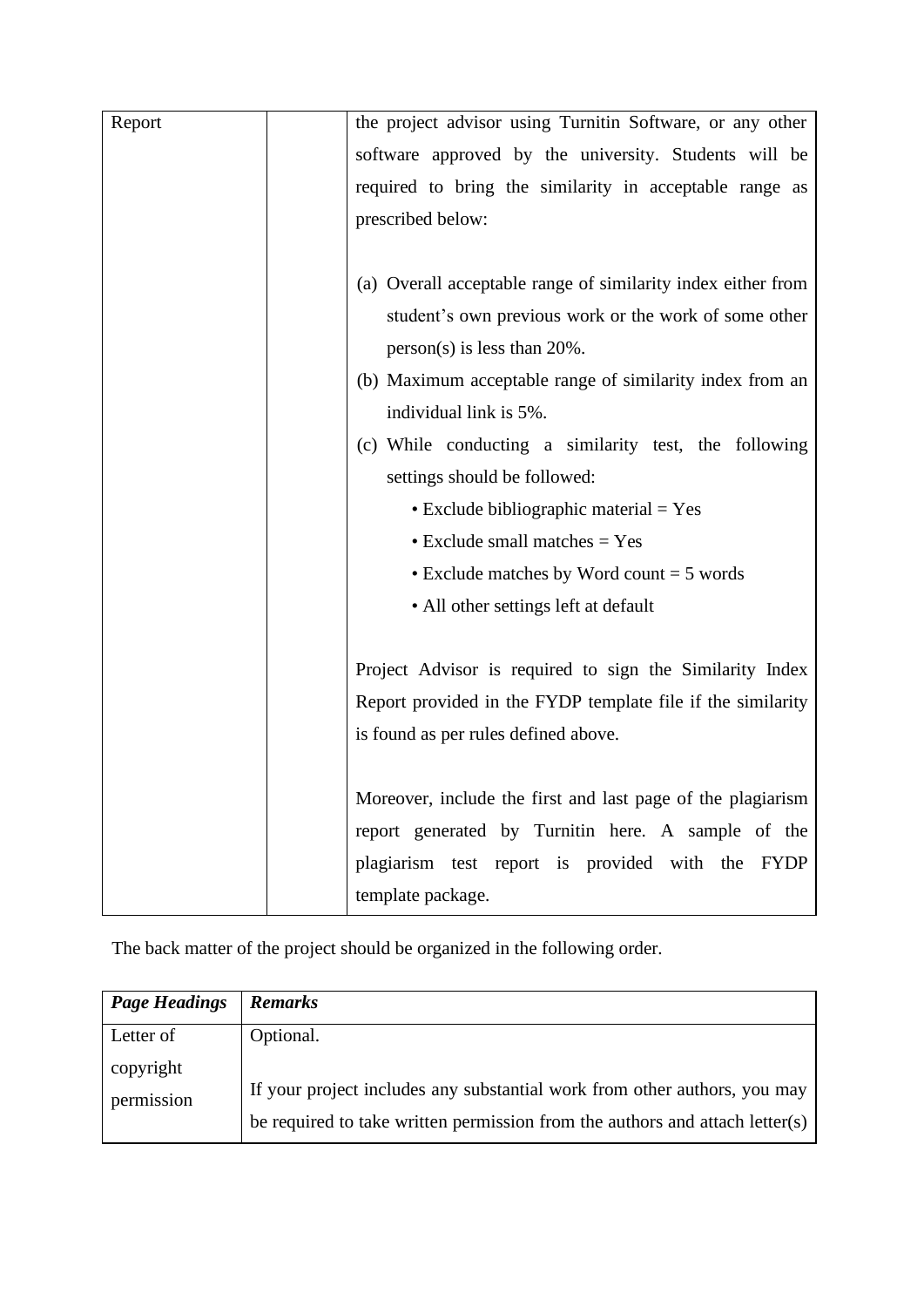| Report | | the project advisor using Turnitin Software, or any other software approved by the university. Students will be required to bring the similarity in acceptable range as prescribed below:<br><br>(a) Overall acceptable range of similarity index either from student's own previous work or the work of some other person(s) is less than 20%.<br>(b) Maximum acceptable range of similarity index from an individual link is 5%.<br>(c) While conducting a similarity test, the following settings should be followed:<br>• Exclude bibliographic material = Yes<br>• Exclude small matches = Yes<br>• Exclude matches by Word count = 5 words<br>• All other settings left at default<br><br>Project Advisor is required to sign the Similarity Index Report provided in the FYDP template file if the similarity is found as per rules defined above.<br><br>Moreover, include the first and last page of the plagiarism report generated by Turnitin here. A sample of the plagiarism test report is provided with the FYDP template package. |
|---|---|---|

The back matter of the project should be organized in the following order.

| *Page Headings* | *Remarks* |
|---|---|
| Letter of copyright permission | Optional.<br><br>If your project includes any substantial work from other authors, you may be required to take written permission from the authors and attach letter(s) |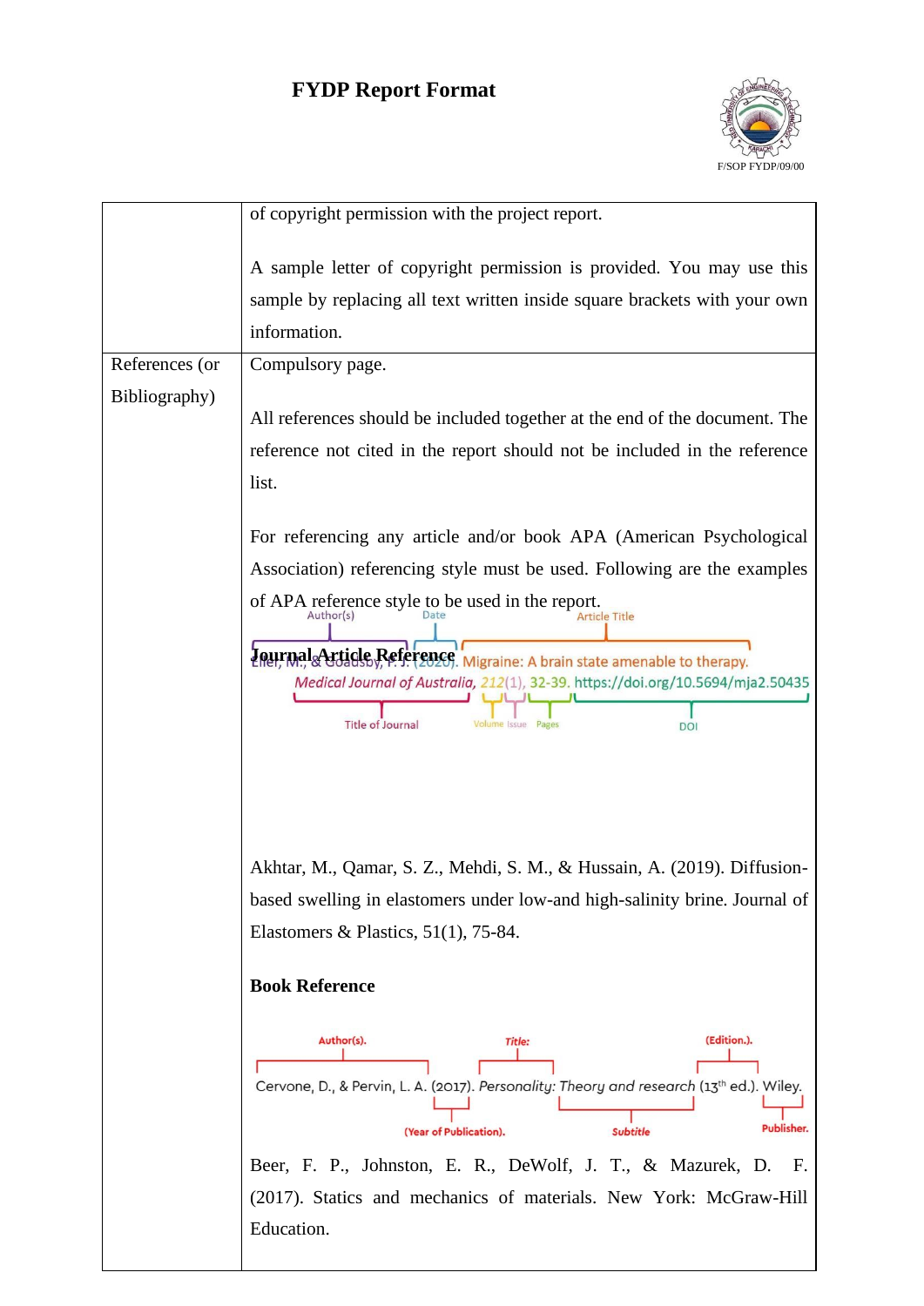| | |
|---|---|
| | of copyright permission with the project report.<br><br>A sample letter of copyright permission is provided. You may use this sample by replacing all text written inside square brackets with your own information. |
| References (or Bibliography) | Compulsory page.<br><br>All references should be included together at the end of the document. The reference not cited in the report should not be included in the reference list.<br><br>For referencing any article and/or book APA (American Psychological Association) referencing style must be used. Following are the examples of APA reference style to be used in the report.<br><br>**Journal Article Reference**<br><br>Eller, M., & Goadsby, P. J. (2020). Migraine: A brain state amenable to therapy. *Medical Journal of Australia, 212*(1), 32-39. https://doi.org/10.5694/mja2.50435<br><br>(Author(s) – Date – Article Title – Title of Journal – Volume – Issue – Pages – DOI)<br><br>Akhtar, M., Qamar, S. Z., Mehdi, S. M., & Hussain, A. (2019). Diffusion-based swelling in elastomers under low-and high-salinity brine. Journal of Elastomers & Plastics, 51(1), 75-84.<br><br>**Book Reference**<br><br>Cervone, D., & Pervin, L. A. (2017). *Personality: Theory and research* (13th ed.). Wiley.<br><br>(Author(s). – (Year of Publication). – *Title:* – *Subtitle* – (Edition.). – Publisher.)<br><br>Beer, F. P., Johnston, E. R., DeWolf, J. T., & Mazurek, D. F. (2017). Statics and mechanics of materials. New York: McGraw-Hill Education. |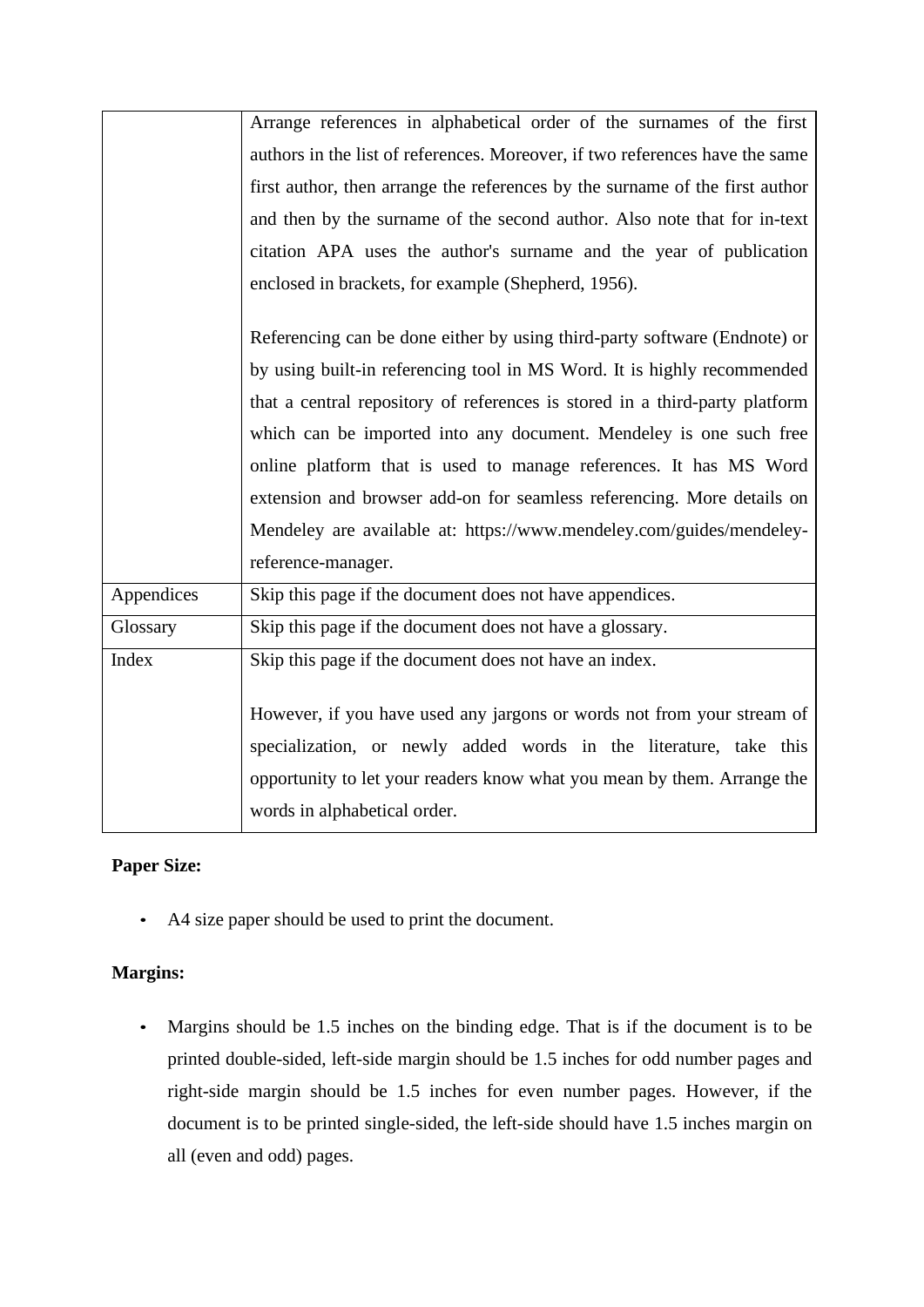| | |
|---|---|
| | Arrange references in alphabetical order of the surnames of the first authors in the list of references. Moreover, if two references have the same first author, then arrange the references by the surname of the first author and then by the surname of the second author. Also note that for in-text citation APA uses the author's surname and the year of publication enclosed in brackets, for example (Shepherd, 1956).<br><br>Referencing can be done either by using third-party software (Endnote) or by using built-in referencing tool in MS Word. It is highly recommended that a central repository of references is stored in a third-party platform which can be imported into any document. Mendeley is one such free online platform that is used to manage references. It has MS Word extension and browser add-on for seamless referencing. More details on Mendeley are available at: https://www.mendeley.com/guides/mendeley-reference-manager. |
| Appendices | Skip this page if the document does not have appendices. |
| Glossary | Skip this page if the document does not have a glossary. |
| Index | Skip this page if the document does not have an index.<br><br>However, if you have used any jargons or words not from your stream of specialization, or newly added words in the literature, take this opportunity to let your readers know what you mean by them. Arrange the words in alphabetical order. |

**Paper Size:**

- A4 size paper should be used to print the document.

**Margins:**

- Margins should be 1.5 inches on the binding edge. That is if the document is to be printed double-sided, left-side margin should be 1.5 inches for odd number pages and right-side margin should be 1.5 inches for even number pages. However, if the document is to be printed single-sided, the left-side should have 1.5 inches margin on all (even and odd) pages.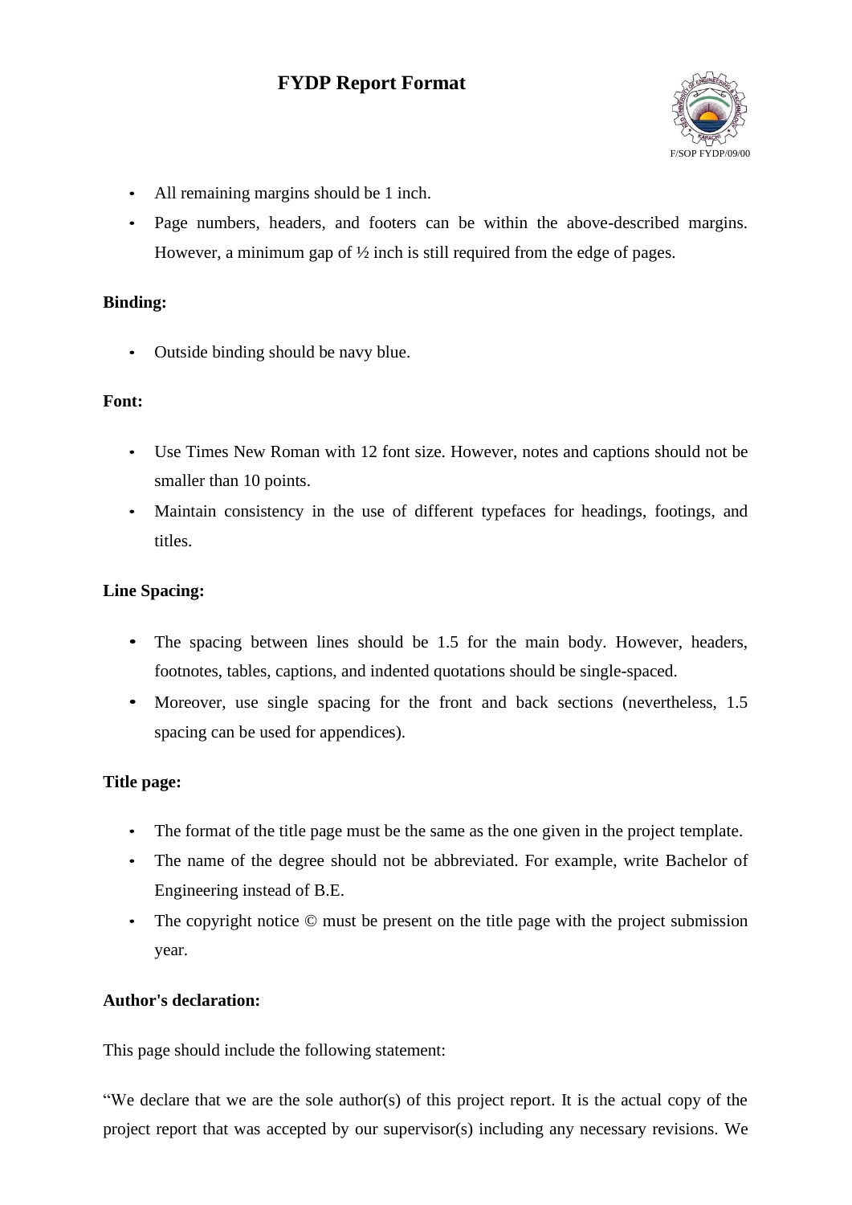- All remaining margins should be 1 inch.
- Page numbers, headers, and footers can be within the above-described margins. However, a minimum gap of ½ inch is still required from the edge of pages.

**Binding:**

- Outside binding should be navy blue.

**Font:**

- Use Times New Roman with 12 font size. However, notes and captions should not be smaller than 10 points.
- Maintain consistency in the use of different typefaces for headings, footings, and titles.

**Line Spacing:**

- The spacing between lines should be 1.5 for the main body. However, headers, footnotes, tables, captions, and indented quotations should be single-spaced.
- Moreover, use single spacing for the front and back sections (nevertheless, 1.5 spacing can be used for appendices).

**Title page:**

- The format of the title page must be the same as the one given in the project template.
- The name of the degree should not be abbreviated. For example, write Bachelor of Engineering instead of B.E.
- The copyright notice © must be present on the title page with the project submission year.

**Author's declaration:**

This page should include the following statement:

"We declare that we are the sole author(s) of this project report. It is the actual copy of the project report that was accepted by our supervisor(s) including any necessary revisions. We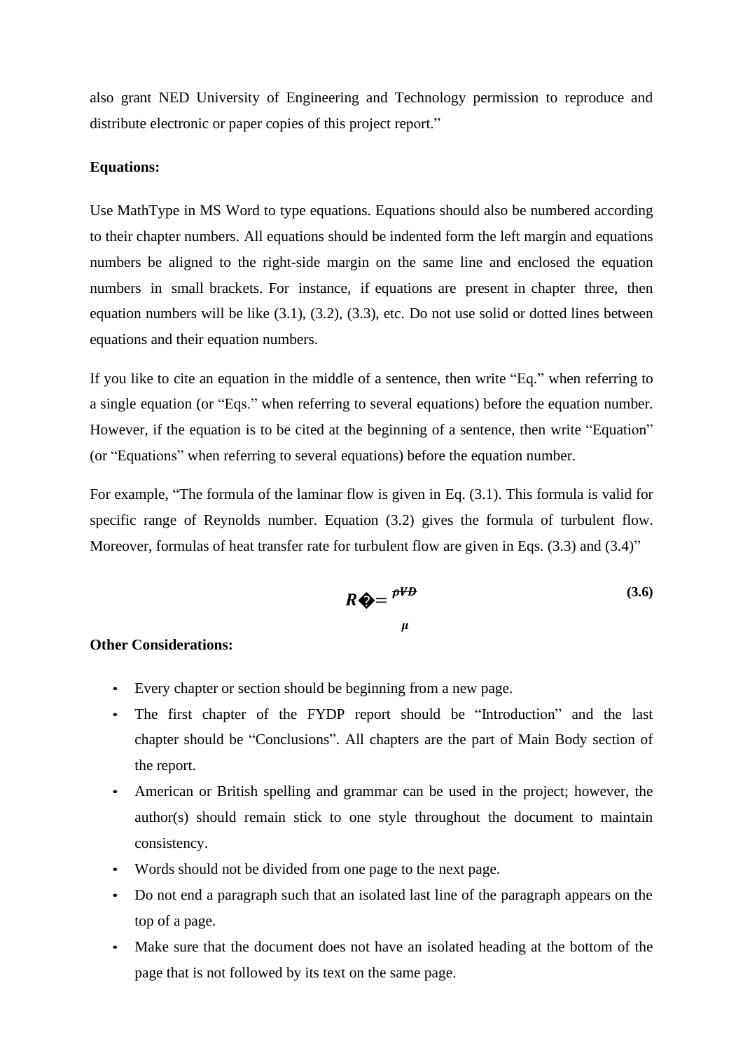also grant NED University of Engineering and Technology permission to reproduce and distribute electronic or paper copies of this project report."

**Equations:**

Use MathType in MS Word to type equations. Equations should also be numbered according to their chapter numbers. All equations should be indented form the left margin and equations numbers be aligned to the right-side margin on the same line and enclosed the equation numbers in small brackets. For instance, if equations are present in chapter three, then equation numbers will be like (3.1), (3.2), (3.3), etc. Do not use solid or dotted lines between equations and their equation numbers.

If you like to cite an equation in the middle of a sentence, then write "Eq." when referring to a single equation (or "Eqs." when referring to several equations) before the equation number. However, if the equation is to be cited at the beginning of a sentence, then write "Equation" (or "Equations" when referring to several equations) before the equation number.

For example, "The formula of the laminar flow is given in Eq. (3.1). This formula is valid for specific range of Reynolds number. Equation (3.2) gives the formula of turbulent flow. Moreover, formulas of heat transfer rate for turbulent flow are given in Eqs. (3.3) and (3.4)"

$$Re = \frac{\rho V D}{\mu} \tag{3.6}$$

**Other Considerations:**

- Every chapter or section should be beginning from a new page.
- The first chapter of the FYDP report should be "Introduction" and the last chapter should be "Conclusions". All chapters are the part of Main Body section of the report.
- American or British spelling and grammar can be used in the project; however, the author(s) should remain stick to one style throughout the document to maintain consistency.
- Words should not be divided from one page to the next page.
- Do not end a paragraph such that an isolated last line of the paragraph appears on the top of a page.
- Make sure that the document does not have an isolated heading at the bottom of the page that is not followed by its text on the same page.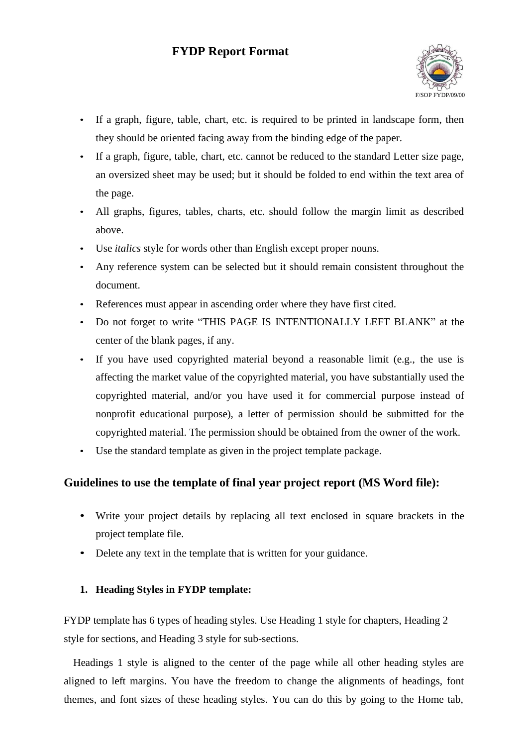- If a graph, figure, table, chart, etc. is required to be printed in landscape form, then they should be oriented facing away from the binding edge of the paper.
- If a graph, figure, table, chart, etc. cannot be reduced to the standard Letter size page, an oversized sheet may be used; but it should be folded to end within the text area of the page.
- All graphs, figures, tables, charts, etc. should follow the margin limit as described above.
- Use *italics* style for words other than English except proper nouns.
- Any reference system can be selected but it should remain consistent throughout the document.
- References must appear in ascending order where they have first cited.
- Do not forget to write "THIS PAGE IS INTENTIONALLY LEFT BLANK" at the center of the blank pages, if any.
- If you have used copyrighted material beyond a reasonable limit (e.g., the use is affecting the market value of the copyrighted material, you have substantially used the copyrighted material, and/or you have used it for commercial purpose instead of nonprofit educational purpose), a letter of permission should be submitted for the copyrighted material. The permission should be obtained from the owner of the work.
- Use the standard template as given in the project template package.

## Guidelines to use the template of final year project report (MS Word file):

- Write your project details by replacing all text enclosed in square brackets in the project template file.
- Delete any text in the template that is written for your guidance.

### 1. Heading Styles in FYDP template:

FYDP template has 6 types of heading styles. Use Heading 1 style for chapters, Heading 2 style for sections, and Heading 3 style for sub-sections.

Headings 1 style is aligned to the center of the page while all other heading styles are aligned to left margins. You have the freedom to change the alignments of headings, font themes, and font sizes of these heading styles. You can do this by going to the Home tab,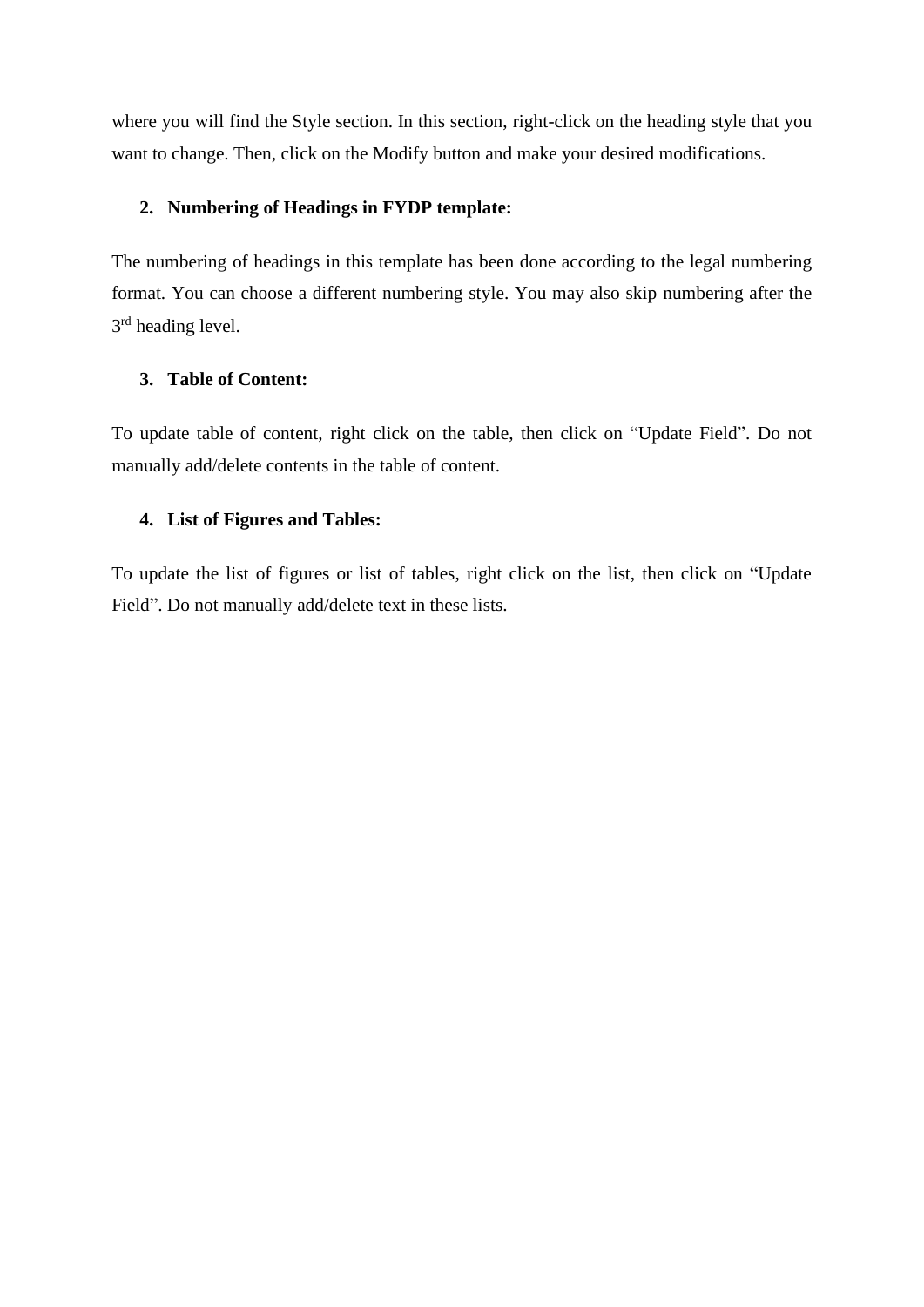where you will find the Style section. In this section, right-click on the heading style that you want to change. Then, click on the Modify button and make your desired modifications.

2. **Numbering of Headings in FYDP template:**

The numbering of headings in this template has been done according to the legal numbering format. You can choose a different numbering style. You may also skip numbering after the 3rd heading level.

3. **Table of Content:**

To update table of content, right click on the table, then click on "Update Field". Do not manually add/delete contents in the table of content.

4. **List of Figures and Tables:**

To update the list of figures or list of tables, right click on the list, then click on "Update Field". Do not manually add/delete text in these lists.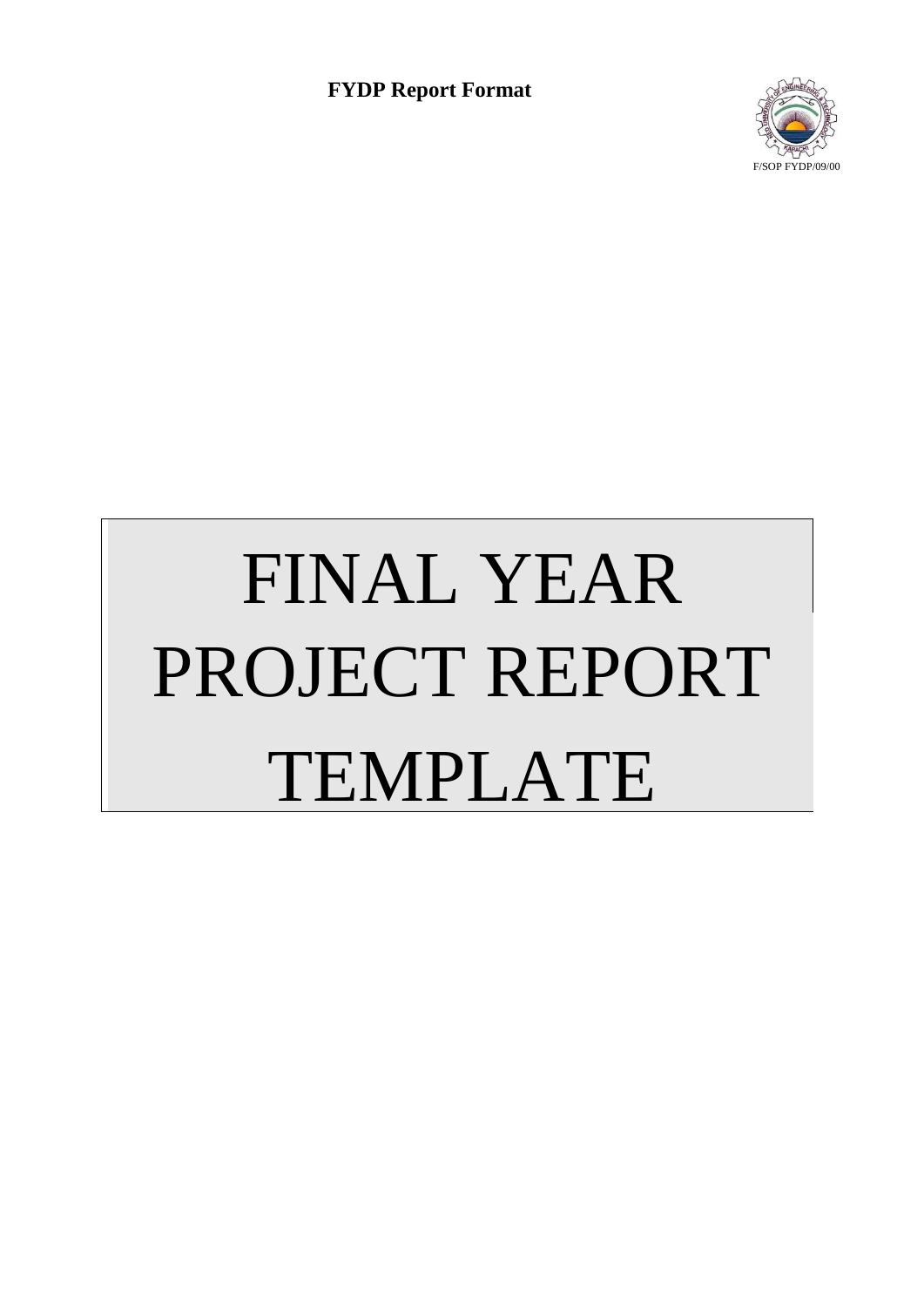**FYDP Report Format**

F/SOP FYDP/09/00

# FINAL YEAR PROJECT REPORT TEMPLATE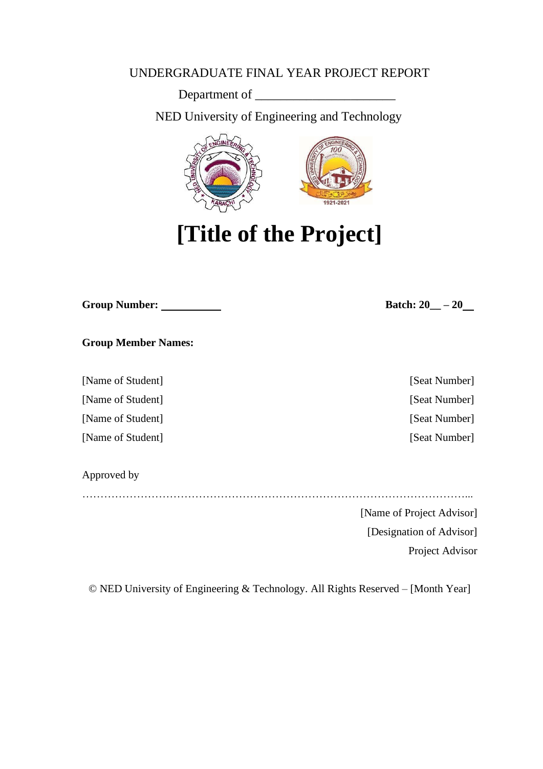UNDERGRADUATE FINAL YEAR PROJECT REPORT

Department of ______________________

NED University of Engineering and Technology

# [Title of the Project]

**Group Number:** ___________ **Batch: 20__ – 20__**

**Group Member Names:**

[Name of Student] [Seat Number]

[Name of Student] [Seat Number]

[Name of Student] [Seat Number]

[Name of Student] [Seat Number]

Approved by

…………………………………………………………………………………………...

[Name of Project Advisor]

[Designation of Advisor]

Project Advisor

© NED University of Engineering & Technology. All Rights Reserved – [Month Year]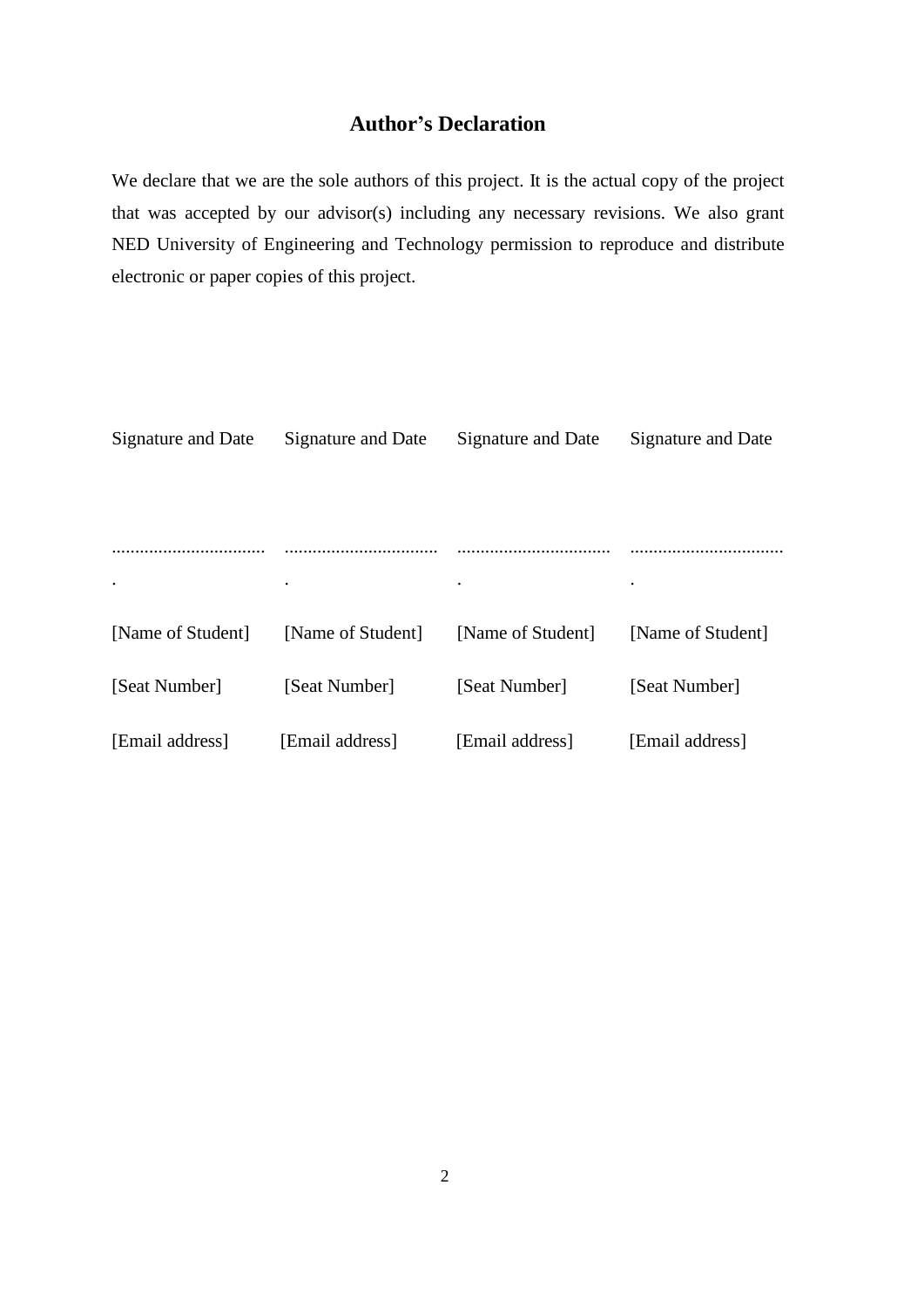## Author's Declaration

We declare that we are the sole authors of this project. It is the actual copy of the project that was accepted by our advisor(s) including any necessary revisions. We also grant NED University of Engineering and Technology permission to reproduce and distribute electronic or paper copies of this project.

| Signature and Date | Signature and Date | Signature and Date | Signature and Date |
|---|---|---|---|
| ................................. | ................................. | ................................. | ................................. |
| [Name of Student] | [Name of Student] | [Name of Student] | [Name of Student] |
| [Seat Number] | [Seat Number] | [Seat Number] | [Seat Number] |
| [Email address] | [Email address] | [Email address] | [Email address] |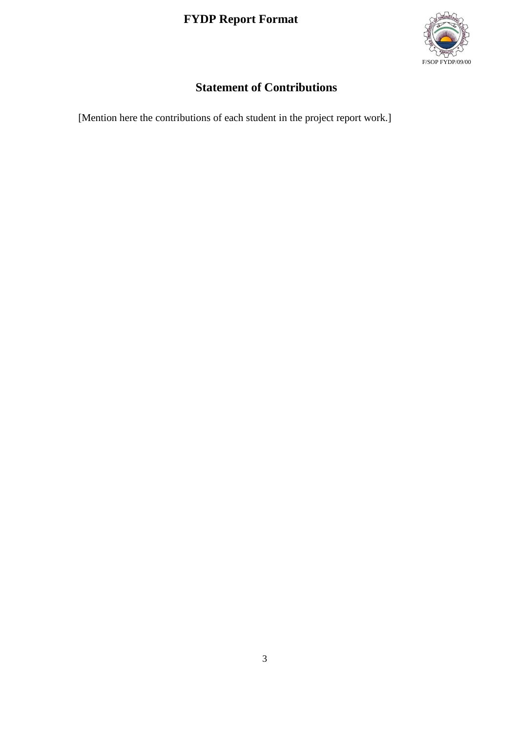## Statement of Contributions

[Mention here the contributions of each student in the project report work.]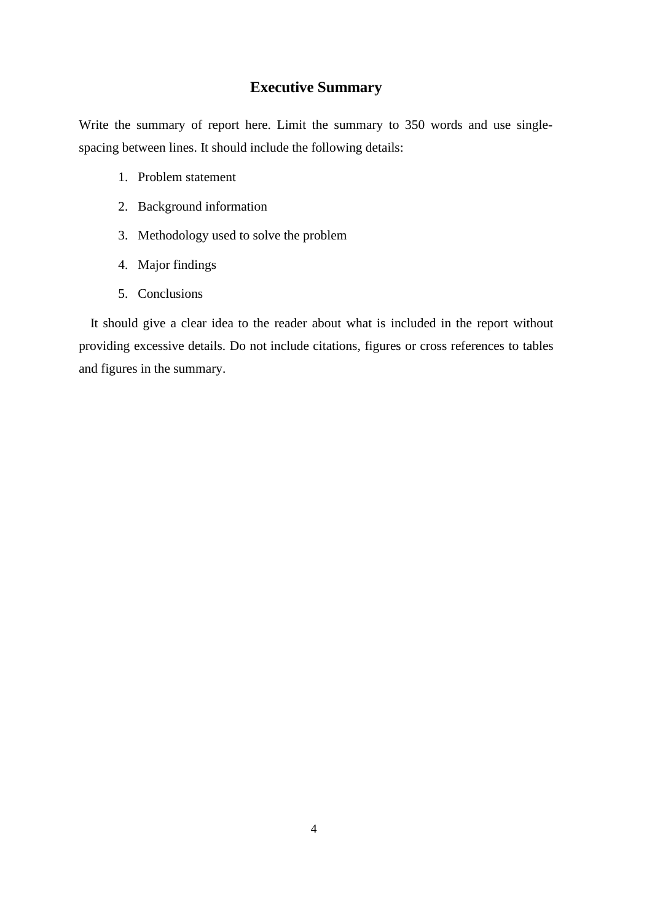# Executive Summary

Write the summary of report here. Limit the summary to 350 words and use single-spacing between lines. It should include the following details:

1. Problem statement
2. Background information
3. Methodology used to solve the problem
4. Major findings
5. Conclusions

It should give a clear idea to the reader about what is included in the report without providing excessive details. Do not include citations, figures or cross references to tables and figures in the summary.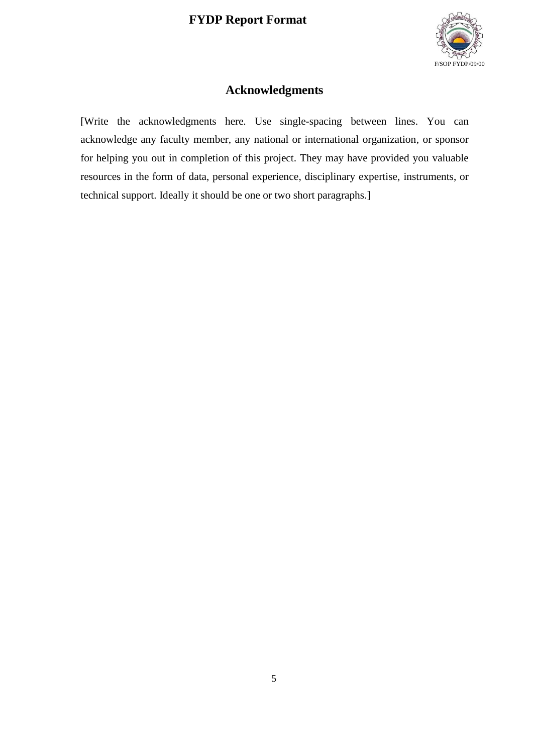# Acknowledgments

[Write the acknowledgments here. Use single-spacing between lines. You can acknowledge any faculty member, any national or international organization, or sponsor for helping you out in completion of this project. They may have provided you valuable resources in the form of data, personal experience, disciplinary expertise, instruments, or technical support. Ideally it should be one or two short paragraphs.]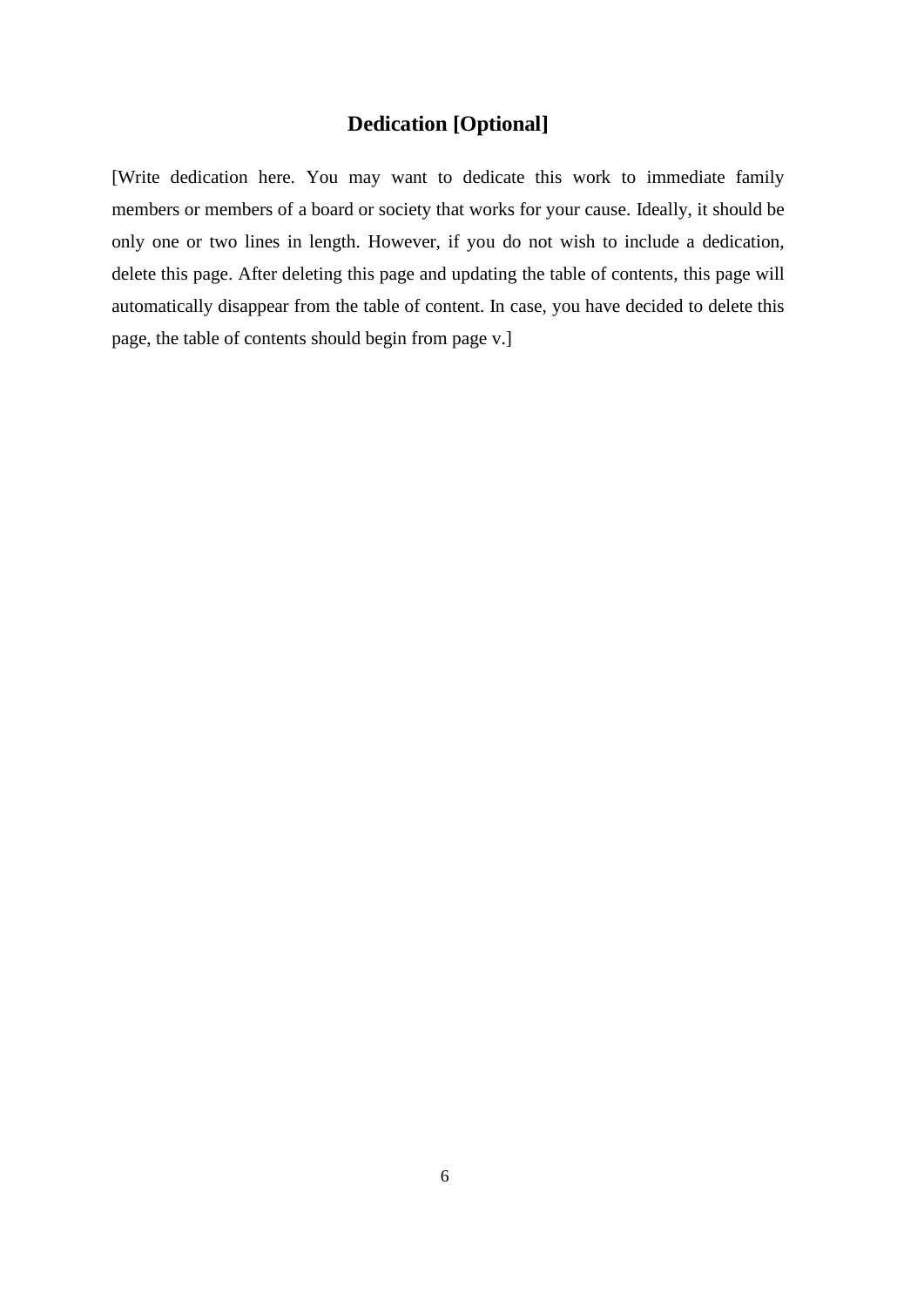## Dedication [Optional]

[Write dedication here. You may want to dedicate this work to immediate family members or members of a board or society that works for your cause. Ideally, it should be only one or two lines in length. However, if you do not wish to include a dedication, delete this page. After deleting this page and updating the table of contents, this page will automatically disappear from the table of content. In case, you have decided to delete this page, the table of contents should begin from page v.]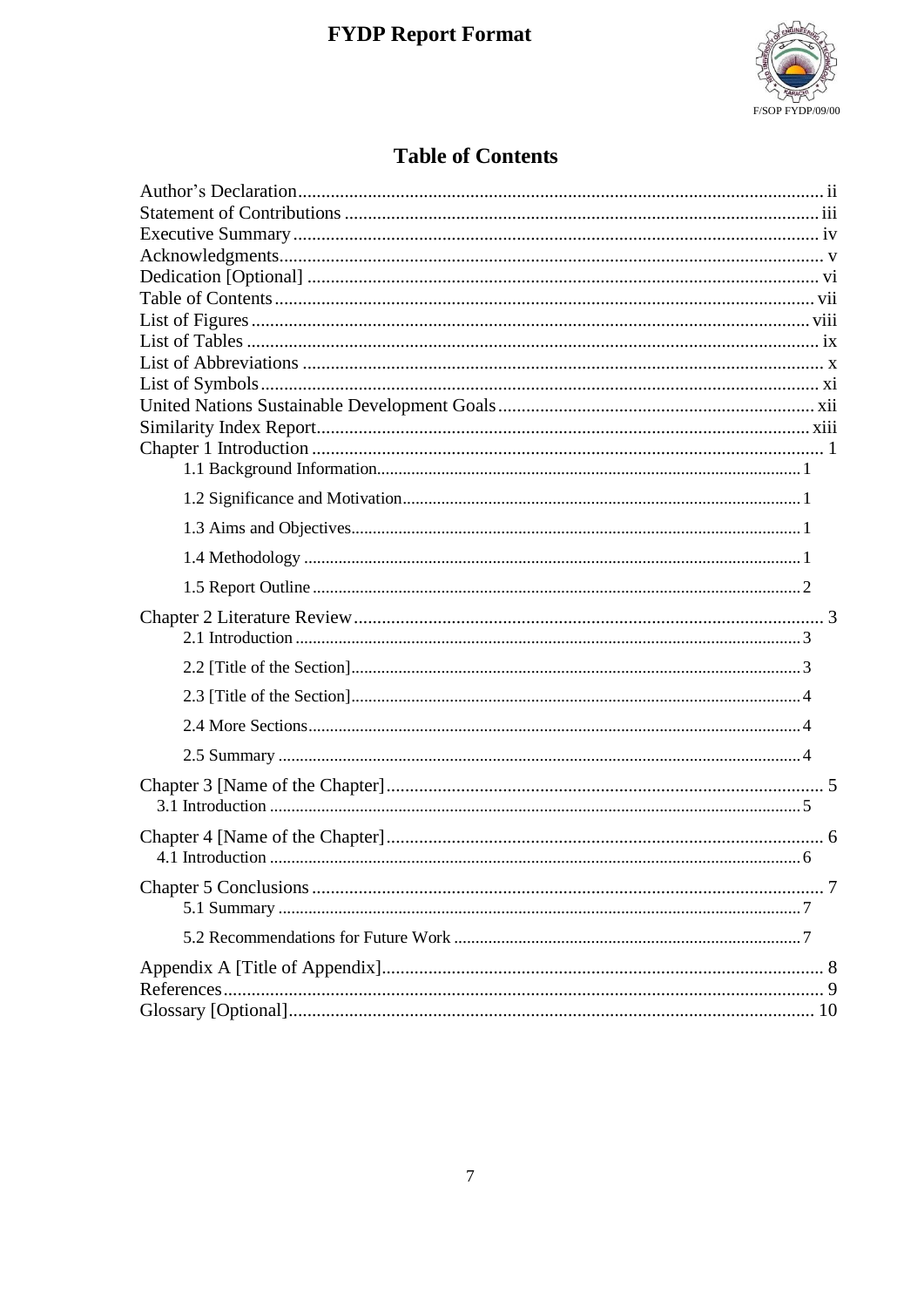## Table of Contents

Author's Declaration.......................................................................................................... ii
Statement of Contributions ................................................................................................ iii
Executive Summary ........................................................................................................... iv
Acknowledgments............................................................................................................... v
Dedication [Optional] ........................................................................................................ vi
Table of Contents.............................................................................................................. vii
List of Figures................................................................................................................... viii
List of Tables ..................................................................................................................... ix
List of Abbreviations .......................................................................................................... x
List of Symbols.................................................................................................................. xi
United Nations Sustainable Development Goals ............................................................. xii
Similarity Index Report.................................................................................................... xiii
Chapter 1 Introduction ........................................................................................................ 1
    1.1 Background Information.......................................................................................... 1
    1.2 Significance and Motivation.................................................................................... 1
    1.3 Aims and Objectives................................................................................................. 1
    1.4 Methodology ............................................................................................................ 1
    1.5 Report Outline .......................................................................................................... 2
Chapter 2 Literature Review................................................................................................ 3
    2.1 Introduction .............................................................................................................. 3
    2.2 [Title of the Section].................................................................................................. 3
    2.3 [Title of the Section].................................................................................................. 4
    2.4 More Sections............................................................................................................ 4
    2.5 Summary ................................................................................................................... 4
Chapter 3 [Name of the Chapter].......................................................................................... 5
    3.1 Introduction ............................................................................................................... 5
Chapter 4 [Name of the Chapter].......................................................................................... 6
    4.1 Introduction ............................................................................................................... 6
Chapter 5 Conclusions ......................................................................................................... 7
    5.1 Summary .................................................................................................................... 7
    5.2 Recommendations for Future Work ............................................................................ 7
Appendix A [Title of Appendix]........................................................................................... 8
References............................................................................................................................ 9
Glossary [Optional]............................................................................................................ 10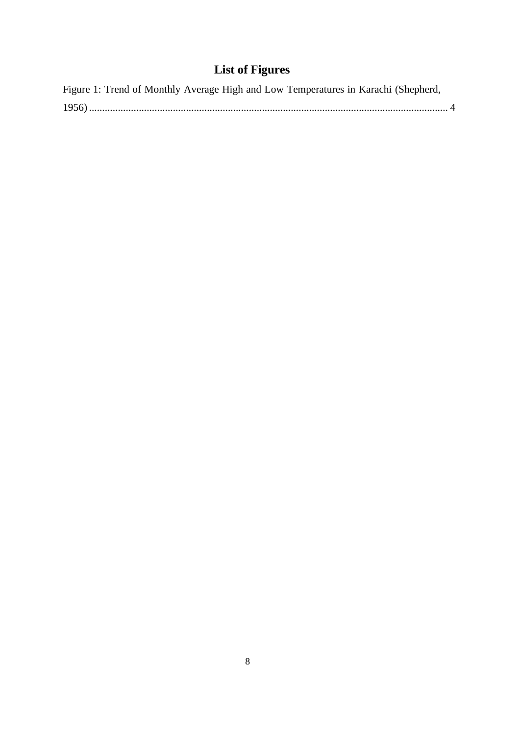# List of Figures

Figure 1: Trend of Monthly Average High and Low Temperatures in Karachi (Shepherd, 1956) ........................................................................................................................................ 4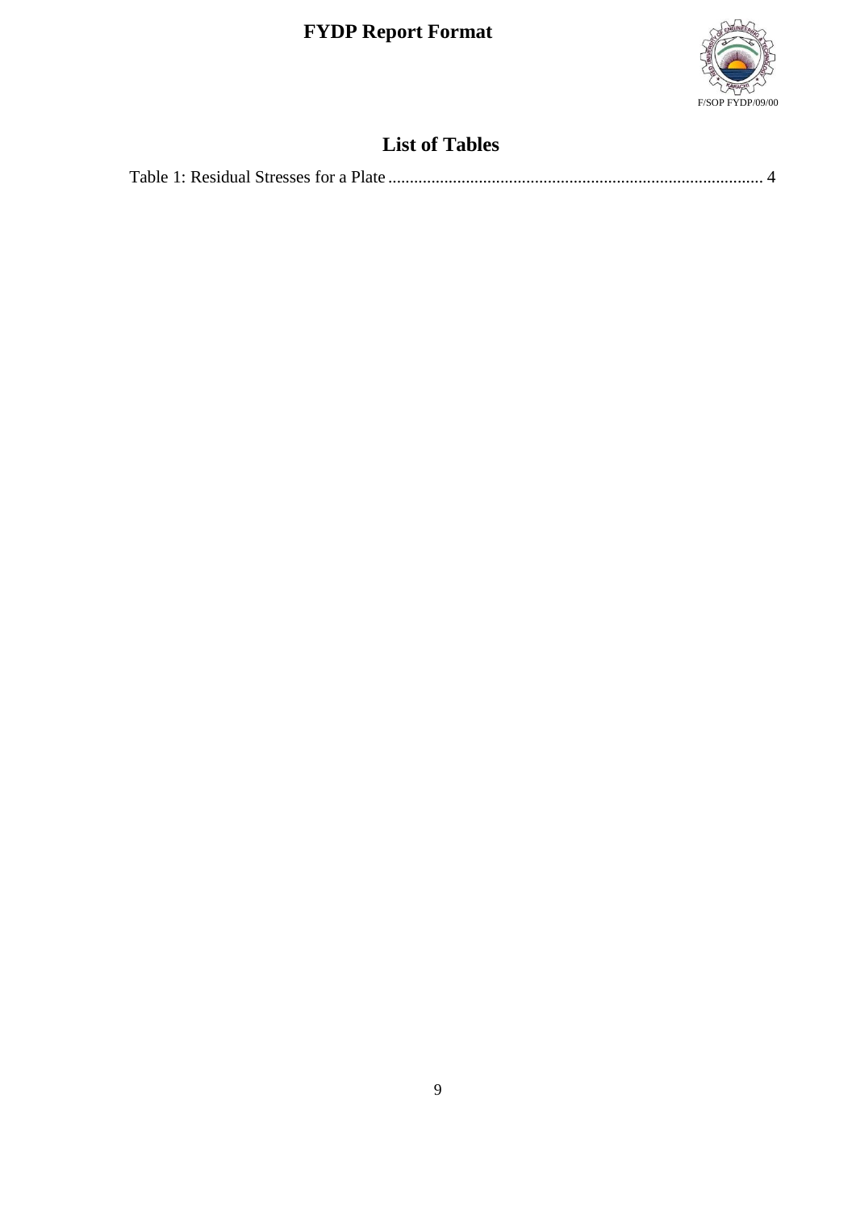# List of Tables

Table 1: Residual Stresses for a Plate ........................................................................................ 4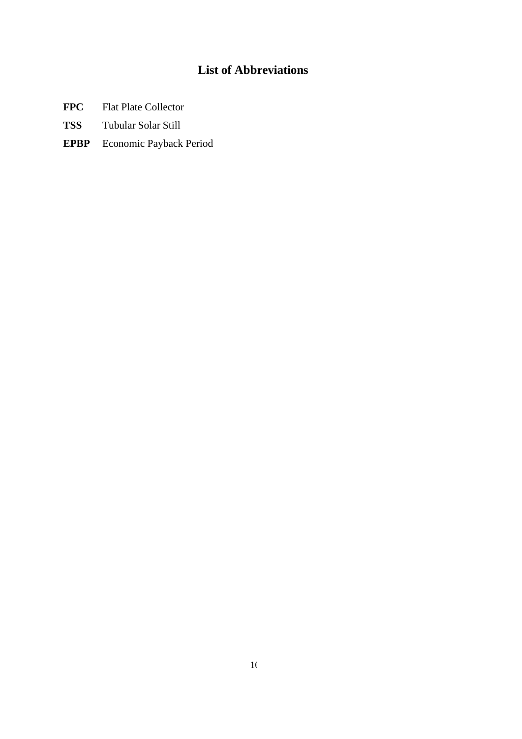# List of Abbreviations

**FPC** Flat Plate Collector

**TSS** Tubular Solar Still

**EPBP** Economic Payback Period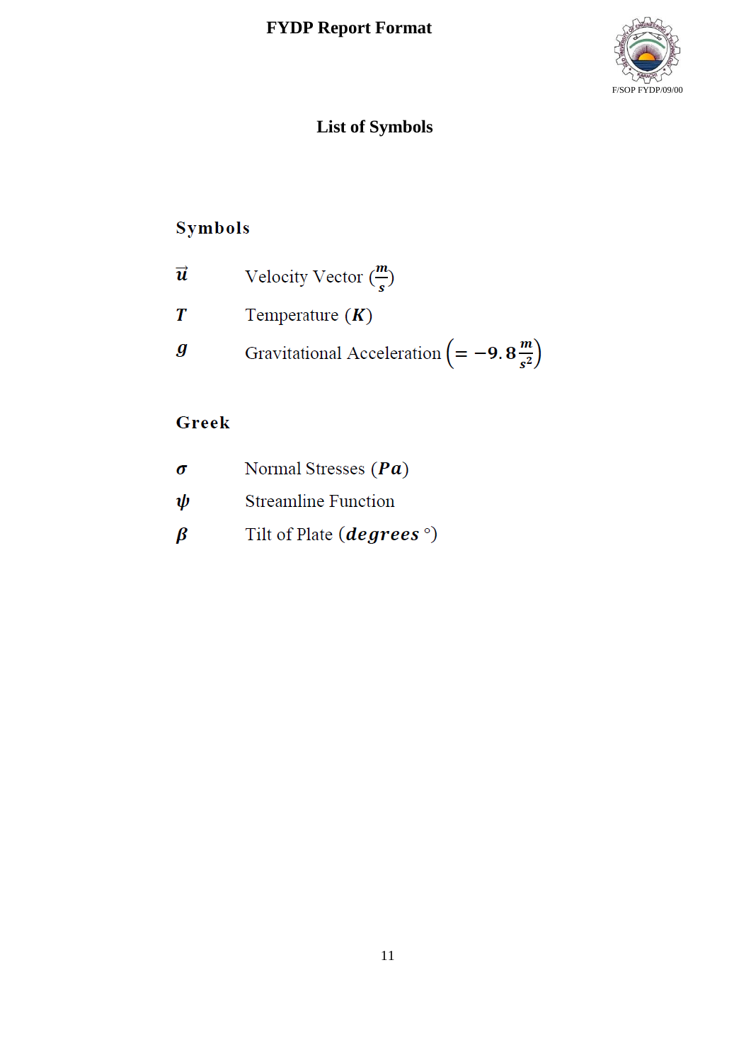# List of Symbols

## Symbols

| | |
|---|---|
| $\vec{u}$ | Velocity Vector $(\frac{m}{s})$ |
| $T$ | Temperature $(K)$ |
| $g$ | Gravitational Acceleration $\left(= -9.8\frac{m}{s^2}\right)$ |

## Greek

| | |
|---|---|
| $\sigma$ | Normal Stresses $(Pa)$ |
| $\psi$ | Streamline Function |
| $\beta$ | Tilt of Plate $(degrees\ ^\circ)$ |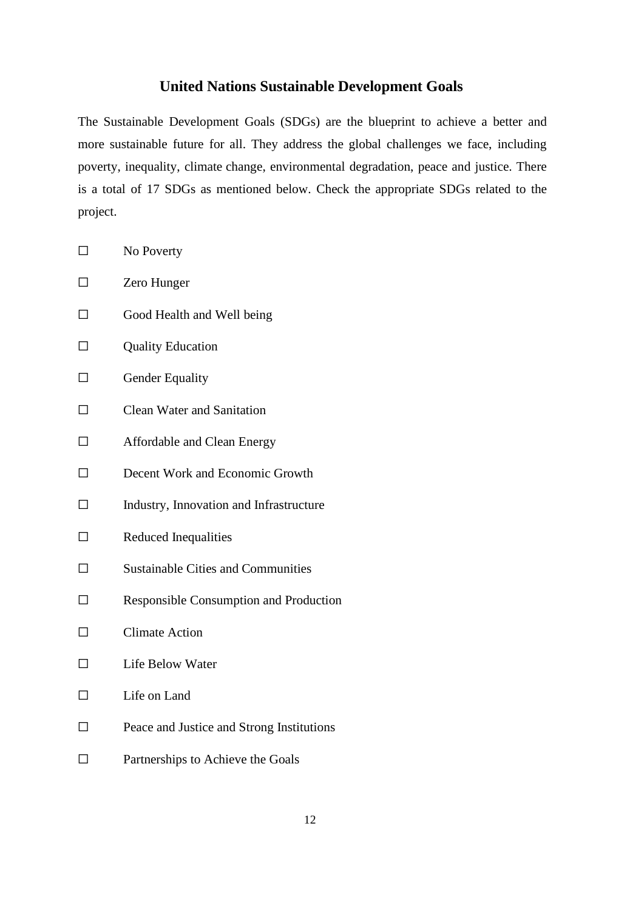## United Nations Sustainable Development Goals

The Sustainable Development Goals (SDGs) are the blueprint to achieve a better and more sustainable future for all. They address the global challenges we face, including poverty, inequality, climate change, environmental degradation, peace and justice. There is a total of 17 SDGs as mentioned below. Check the appropriate SDGs related to the project.

☐ No Poverty

☐ Zero Hunger

☐ Good Health and Well being

☐ Quality Education

☐ Gender Equality

☐ Clean Water and Sanitation

☐ Affordable and Clean Energy

☐ Decent Work and Economic Growth

☐ Industry, Innovation and Infrastructure

☐ Reduced Inequalities

☐ Sustainable Cities and Communities

☐ Responsible Consumption and Production

☐ Climate Action

☐ Life Below Water

☐ Life on Land

☐ Peace and Justice and Strong Institutions

☐ Partnerships to Achieve the Goals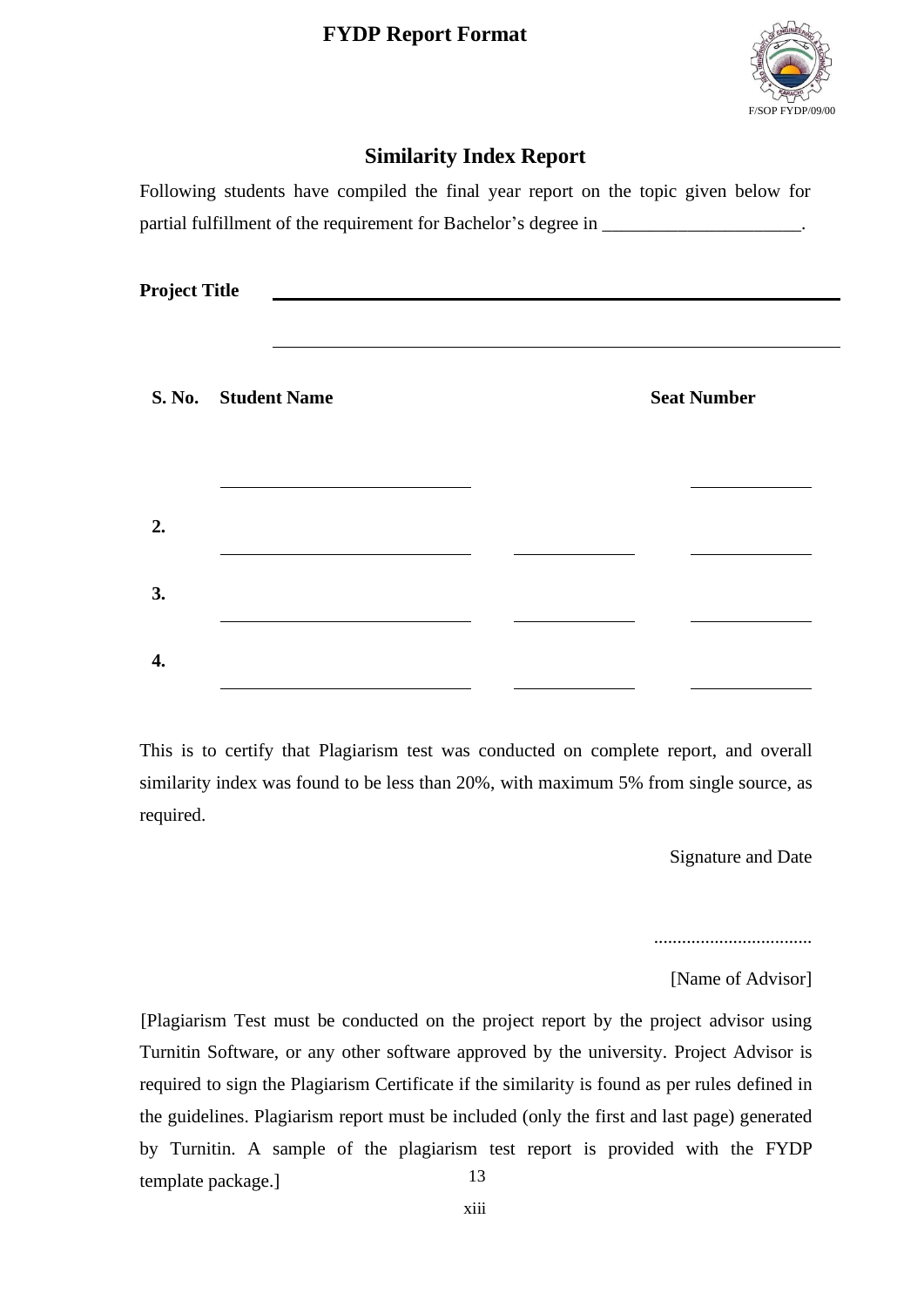**FYDP Report Format**

F/SOP FYDP/09/00

## Similarity Index Report

Following students have compiled the final year report on the topic given below for partial fulfillment of the requirement for Bachelor's degree in _____________________.

**Project Title** ________________________________________________

________________________________________________

| S. No. | Student Name | | Seat Number |
|---|---|---|---|
| | ____________________ | | __________ |
| **2.** | ____________________ | __________ | __________ |
| **3.** | ____________________ | __________ | __________ |
| **4.** | ____________________ | __________ | __________ |

This is to certify that Plagiarism test was conducted on complete report, and overall similarity index was found to be less than 20%, with maximum 5% from single source, as required.

Signature and Date

.................................

[Name of Advisor]

[Plagiarism Test must be conducted on the project report by the project advisor using Turnitin Software, or any other software approved by the university. Project Advisor is required to sign the Plagiarism Certificate if the similarity is found as per rules defined in the guidelines. Plagiarism report must be included (only the first and last page) generated by Turnitin. A sample of the plagiarism test report is provided with the FYDP template package.]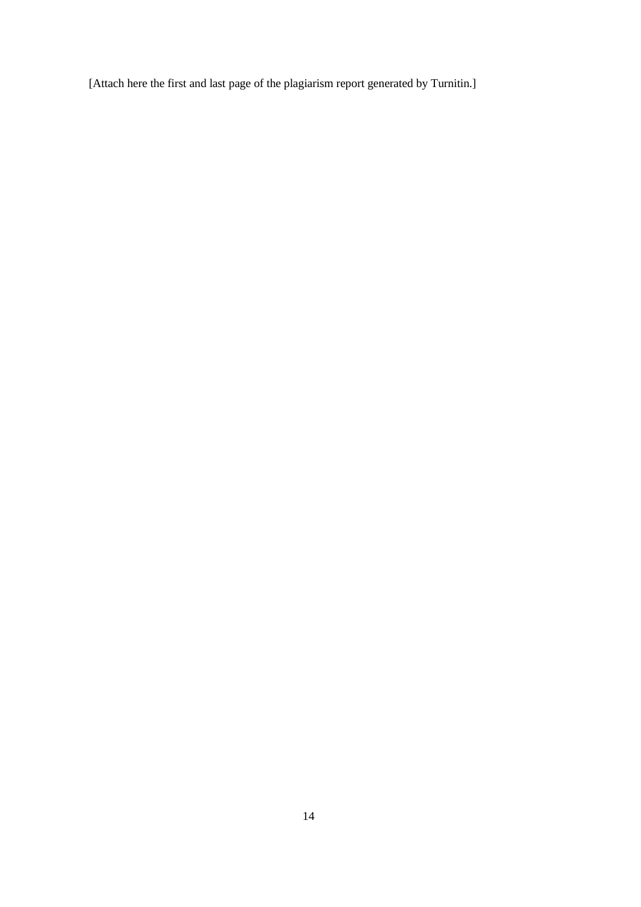[Attach here the first and last page of the plagiarism report generated by Turnitin.]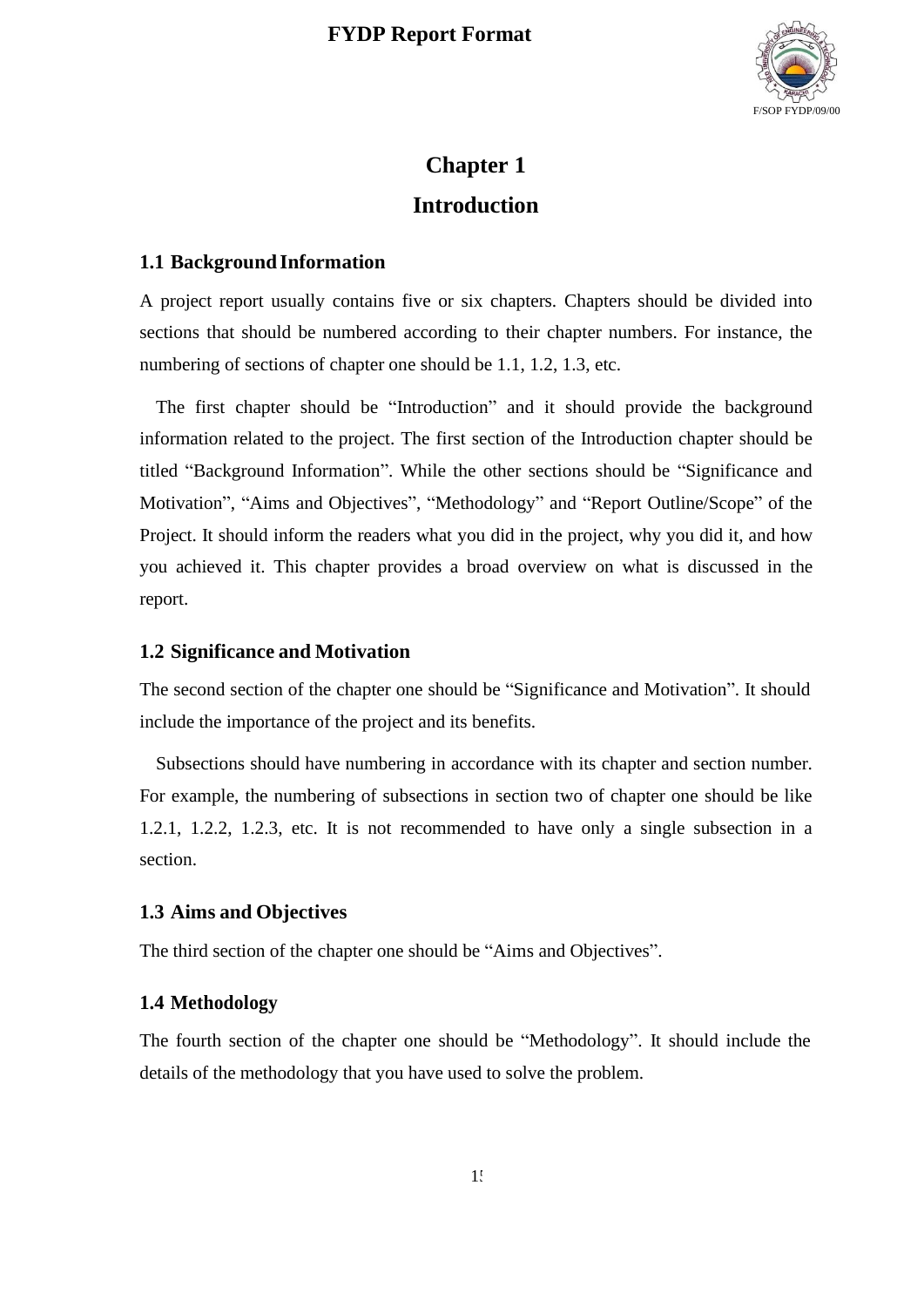# Chapter 1

# Introduction

## 1.1 Background Information

A project report usually contains five or six chapters. Chapters should be divided into sections that should be numbered according to their chapter numbers. For instance, the numbering of sections of chapter one should be 1.1, 1.2, 1.3, etc.

The first chapter should be "Introduction" and it should provide the background information related to the project. The first section of the Introduction chapter should be titled "Background Information". While the other sections should be "Significance and Motivation", "Aims and Objectives", "Methodology" and "Report Outline/Scope" of the Project. It should inform the readers what you did in the project, why you did it, and how you achieved it. This chapter provides a broad overview on what is discussed in the report.

## 1.2 Significance and Motivation

The second section of the chapter one should be "Significance and Motivation". It should include the importance of the project and its benefits.

Subsections should have numbering in accordance with its chapter and section number. For example, the numbering of subsections in section two of chapter one should be like 1.2.1, 1.2.2, 1.2.3, etc. It is not recommended to have only a single subsection in a section.

## 1.3 Aims and Objectives

The third section of the chapter one should be "Aims and Objectives".

## 1.4 Methodology

The fourth section of the chapter one should be "Methodology". It should include the details of the methodology that you have used to solve the problem.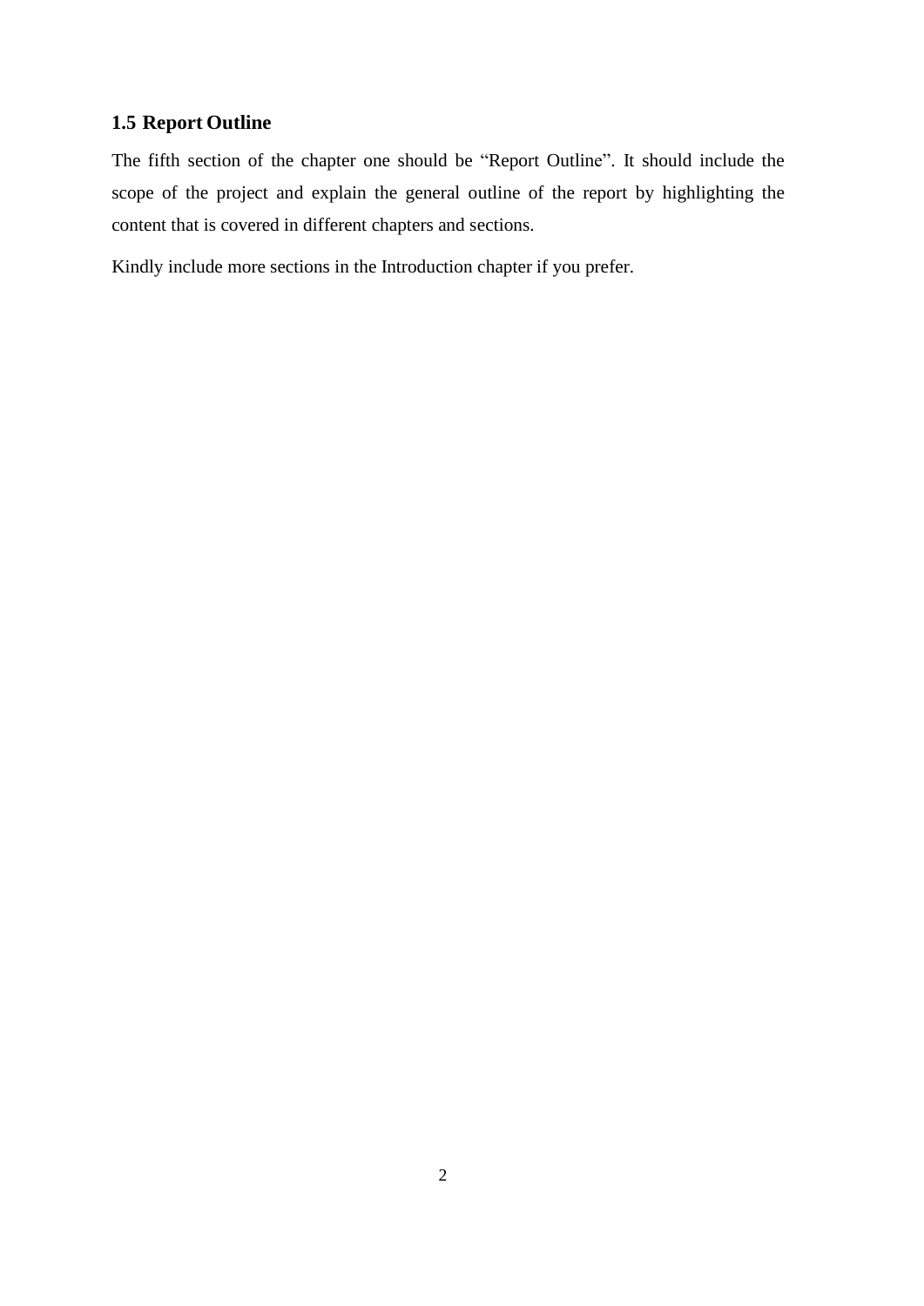## 1.5 Report Outline

The fifth section of the chapter one should be "Report Outline". It should include the scope of the project and explain the general outline of the report by highlighting the content that is covered in different chapters and sections.

Kindly include more sections in the Introduction chapter if you prefer.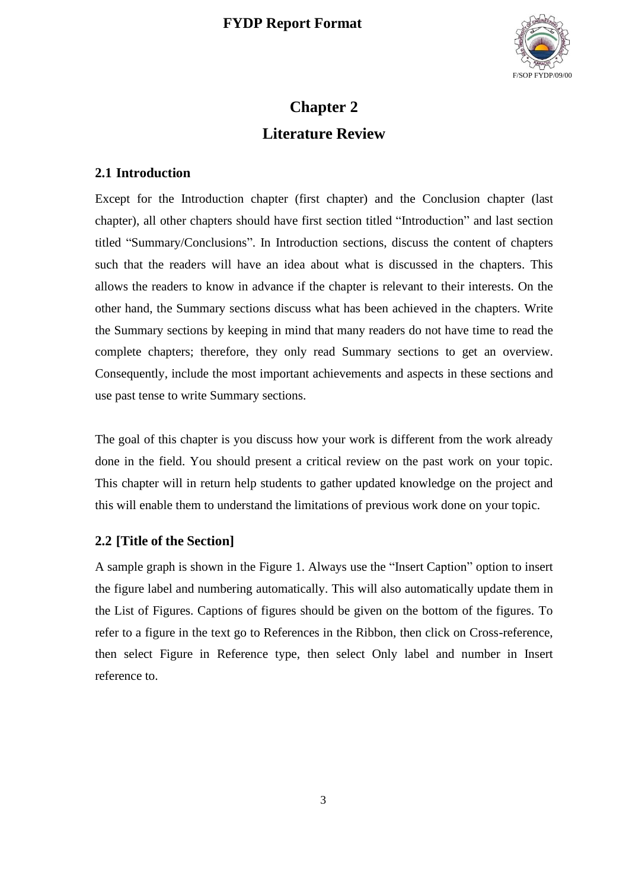# Chapter 2

# Literature Review

## 2.1 Introduction

Except for the Introduction chapter (first chapter) and the Conclusion chapter (last chapter), all other chapters should have first section titled "Introduction" and last section titled "Summary/Conclusions". In Introduction sections, discuss the content of chapters such that the readers will have an idea about what is discussed in the chapters. This allows the readers to know in advance if the chapter is relevant to their interests. On the other hand, the Summary sections discuss what has been achieved in the chapters. Write the Summary sections by keeping in mind that many readers do not have time to read the complete chapters; therefore, they only read Summary sections to get an overview. Consequently, include the most important achievements and aspects in these sections and use past tense to write Summary sections.

The goal of this chapter is you discuss how your work is different from the work already done in the field. You should present a critical review on the past work on your topic. This chapter will in return help students to gather updated knowledge on the project and this will enable them to understand the limitations of previous work done on your topic.

## 2.2 [Title of the Section]

A sample graph is shown in the Figure 1. Always use the "Insert Caption" option to insert the figure label and numbering automatically. This will also automatically update them in the List of Figures. Captions of figures should be given on the bottom of the figures. To refer to a figure in the text go to References in the Ribbon, then click on Cross-reference, then select Figure in Reference type, then select Only label and number in Insert reference to.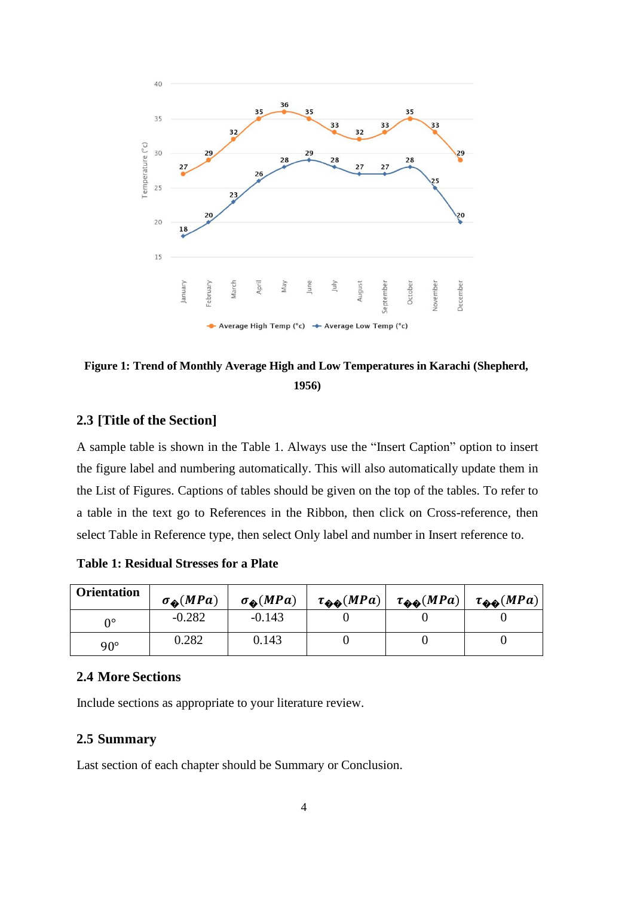**Figure 1: Trend of Monthly Average High and Low Temperatures in Karachi (Shepherd, 1956)**

### 2.3 [Title of the Section]

A sample table is shown in the Table 1. Always use the "Insert Caption" option to insert the figure label and numbering automatically. This will also automatically update them in the List of Figures. Captions of tables should be given on the top of the tables. To refer to a table in the text go to References in the Ribbon, then click on Cross-reference, then select Table in Reference type, then select Only label and number in Insert reference to.

**Table 1: Residual Stresses for a Plate**

| Orientation | $\sigma_{�}(MPa)$ | $\sigma_{�}(MPa)$ | $\tau_{��}(MPa)$ | $\tau_{��}(MPa)$ | $\tau_{��}(MPa)$ |
|---|---|---|---|---|---|
| 0° | -0.282 | -0.143 | 0 | 0 | 0 |
| 90° | 0.282 | 0.143 | 0 | 0 | 0 |

### 2.4 More Sections

Include sections as appropriate to your literature review.

### 2.5 Summary

Last section of each chapter should be Summary or Conclusion.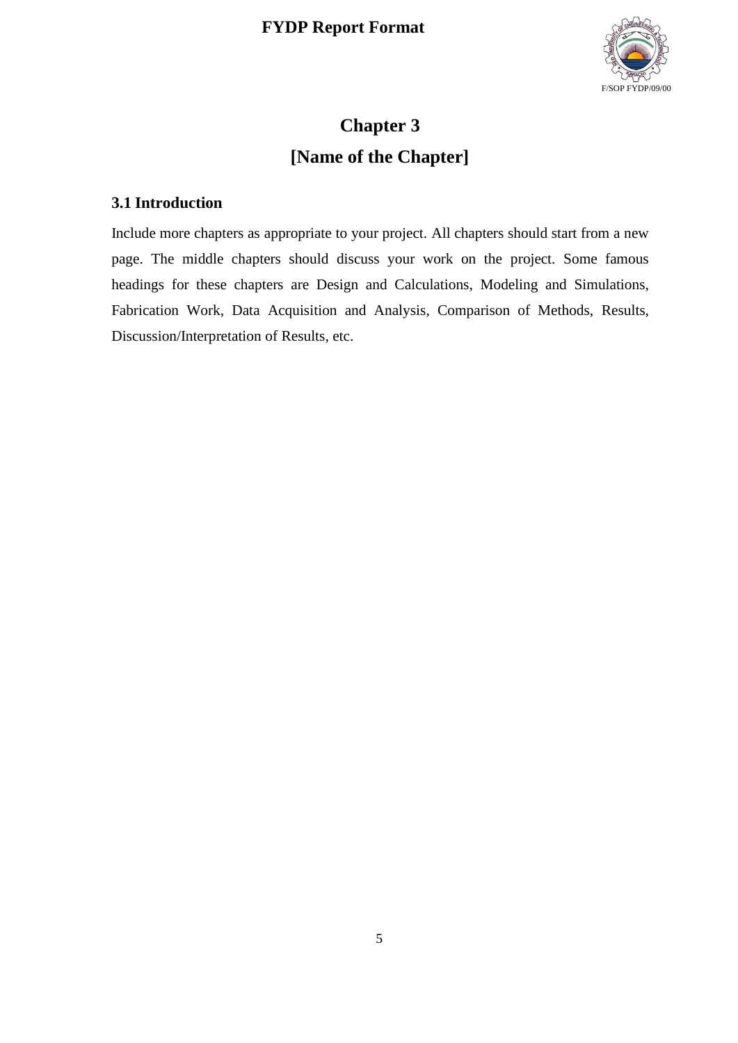# Chapter 3

# [Name of the Chapter]

## 3.1 Introduction

Include more chapters as appropriate to your project. All chapters should start from a new page. The middle chapters should discuss your work on the project. Some famous headings for these chapters are Design and Calculations, Modeling and Simulations, Fabrication Work, Data Acquisition and Analysis, Comparison of Methods, Results, Discussion/Interpretation of Results, etc.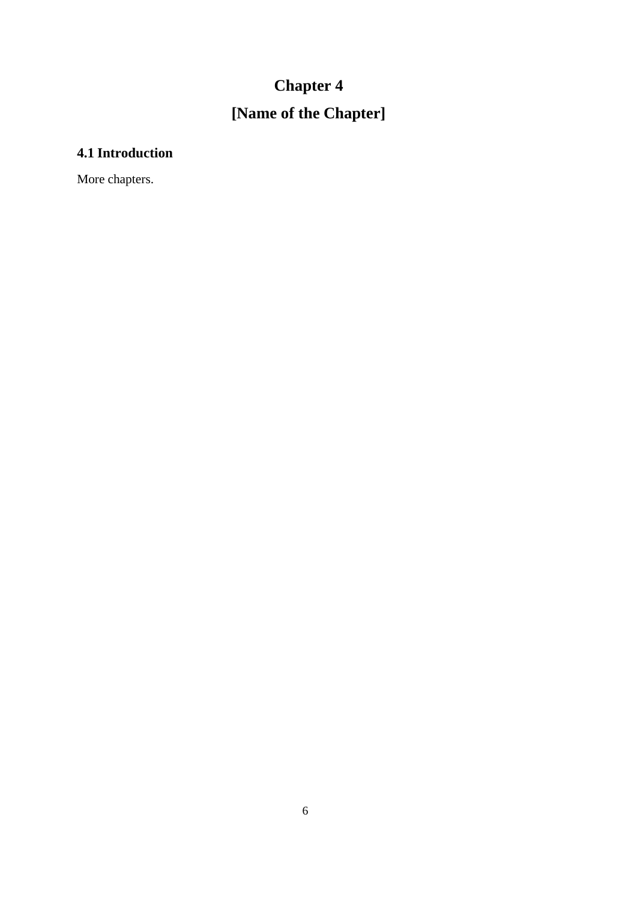# Chapter 4

# [Name of the Chapter]

## 4.1 Introduction

More chapters.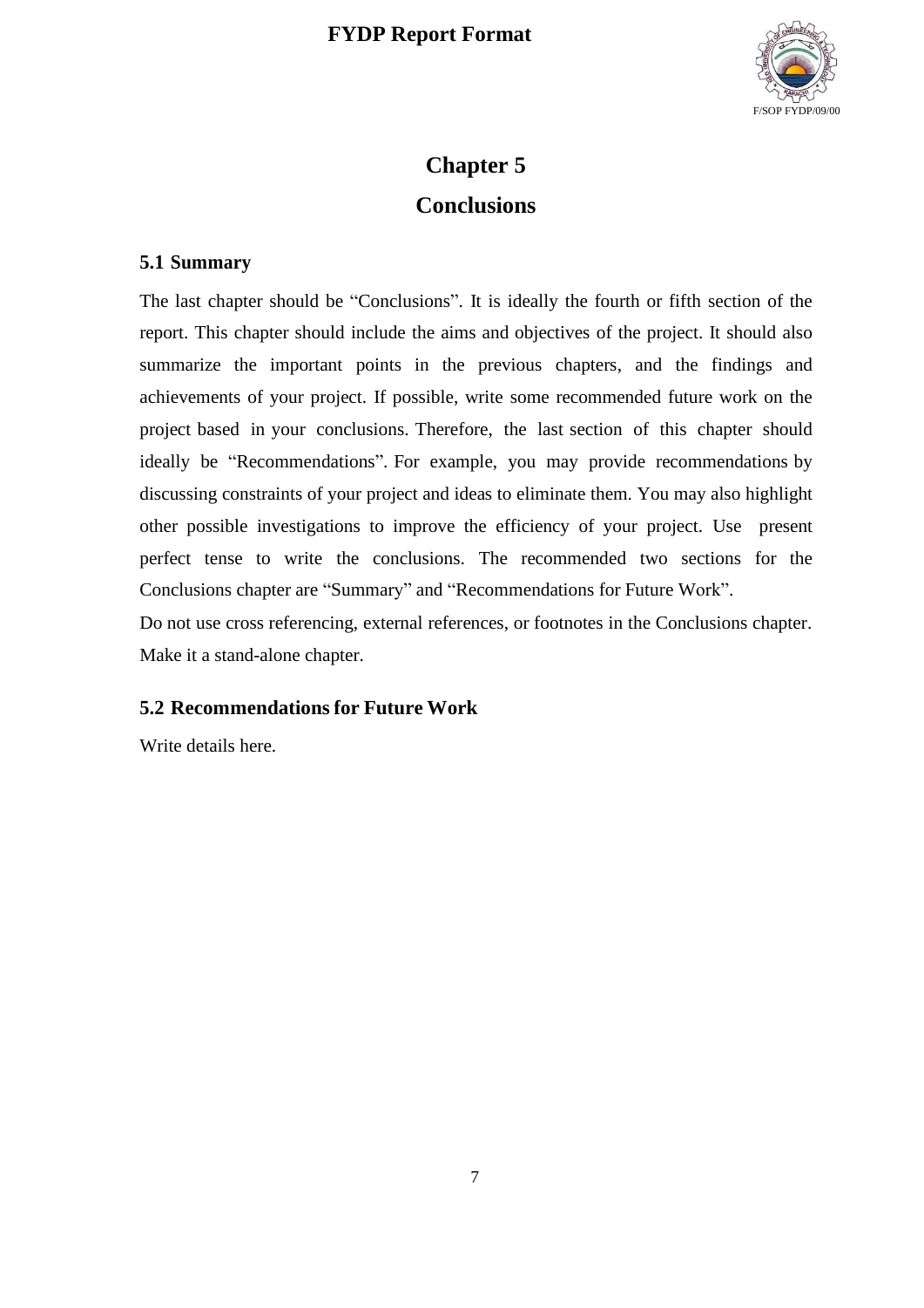# Chapter 5
# Conclusions

## 5.1 Summary

The last chapter should be "Conclusions". It is ideally the fourth or fifth section of the report. This chapter should include the aims and objectives of the project. It should also summarize the important points in the previous chapters, and the findings and achievements of your project. If possible, write some recommended future work on the project based in your conclusions. Therefore, the last section of this chapter should ideally be "Recommendations". For example, you may provide recommendations by discussing constraints of your project and ideas to eliminate them. You may also highlight other possible investigations to improve the efficiency of your project. Use present perfect tense to write the conclusions. The recommended two sections for the Conclusions chapter are "Summary" and "Recommendations for Future Work".

Do not use cross referencing, external references, or footnotes in the Conclusions chapter. Make it a stand-alone chapter.

## 5.2 Recommendations for Future Work

Write details here.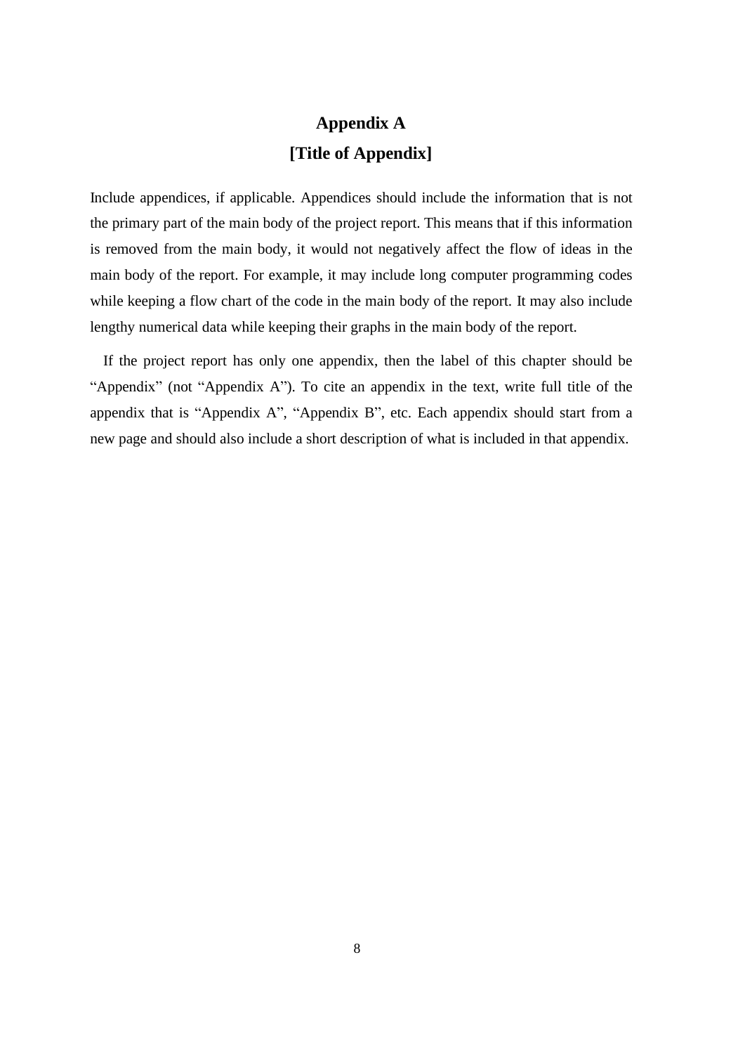# Appendix A
# [Title of Appendix]

Include appendices, if applicable. Appendices should include the information that is not the primary part of the main body of the project report. This means that if this information is removed from the main body, it would not negatively affect the flow of ideas in the main body of the report. For example, it may include long computer programming codes while keeping a flow chart of the code in the main body of the report. It may also include lengthy numerical data while keeping their graphs in the main body of the report.

If the project report has only one appendix, then the label of this chapter should be "Appendix" (not "Appendix A"). To cite an appendix in the text, write full title of the appendix that is "Appendix A", "Appendix B", etc. Each appendix should start from a new page and should also include a short description of what is included in that appendix.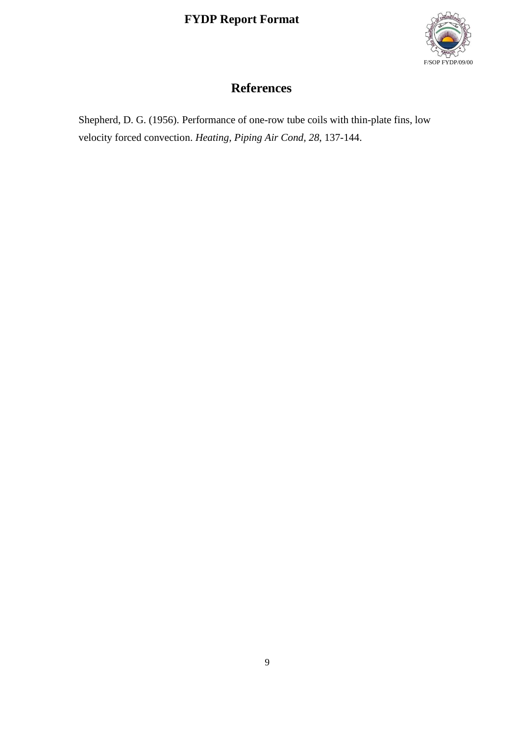# References

Shepherd, D. G. (1956). Performance of one-row tube coils with thin-plate fins, low velocity forced convection. *Heating, Piping Air Cond, 28*, 137-144.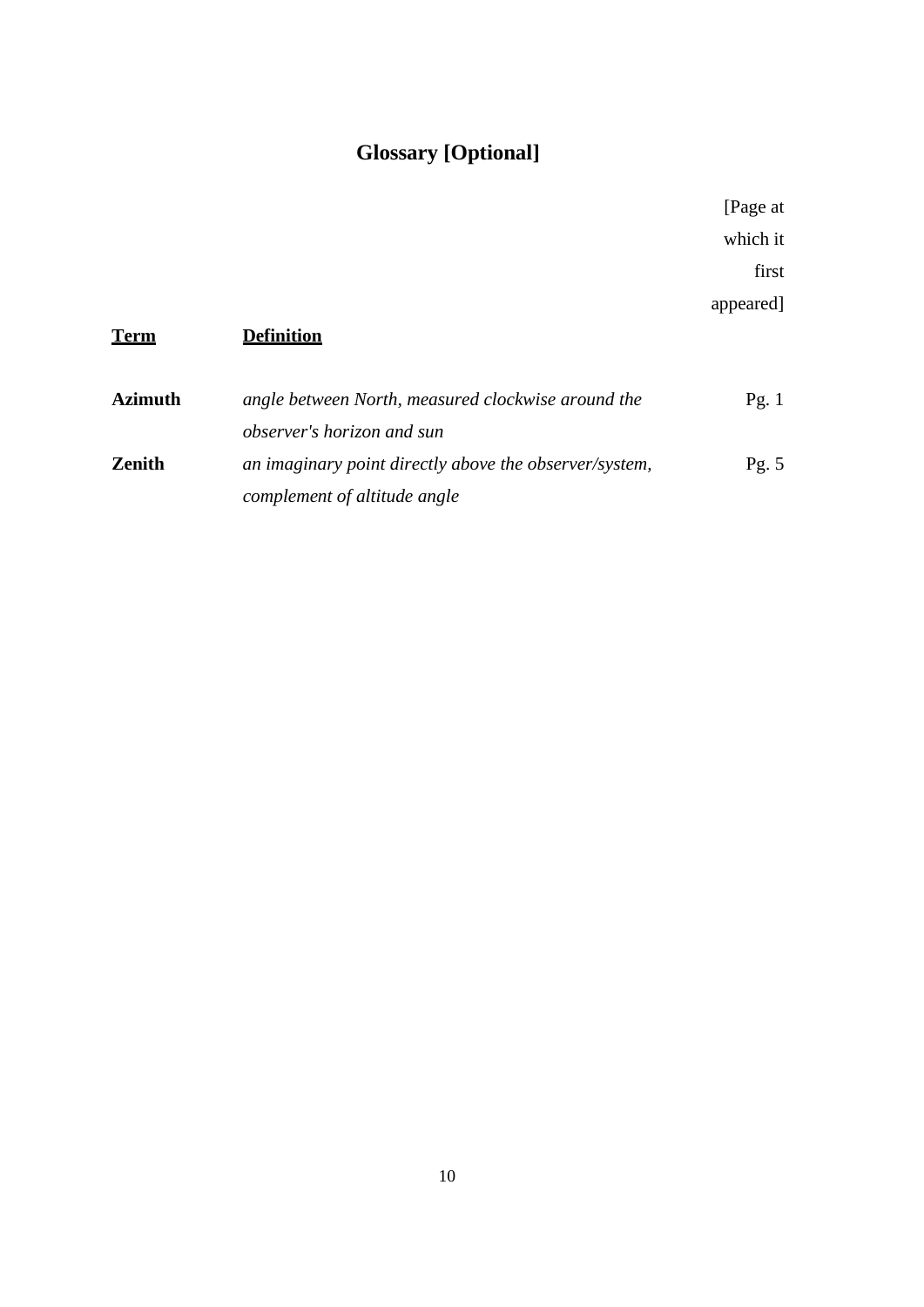# Glossary [Optional]

| **Term** | **Definition** | [Page at which it first appeared] |
|---|---|---|
| **Azimuth** | *angle between North, measured clockwise around the observer's horizon and sun* | Pg. 1 |
| **Zenith** | *an imaginary point directly above the observer/system, complement of altitude angle* | Pg. 5 |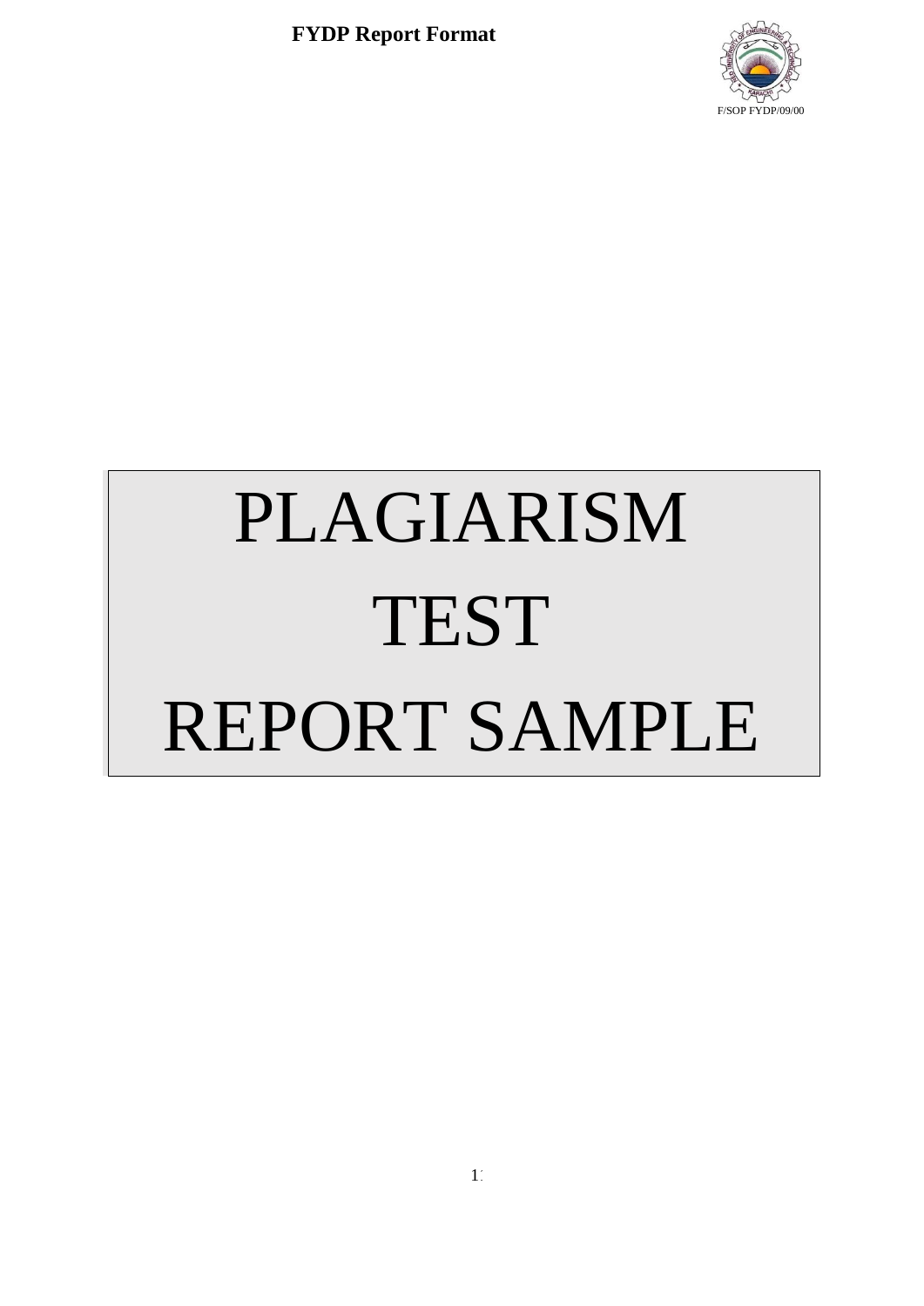# PLAGIARISM TEST REPORT SAMPLE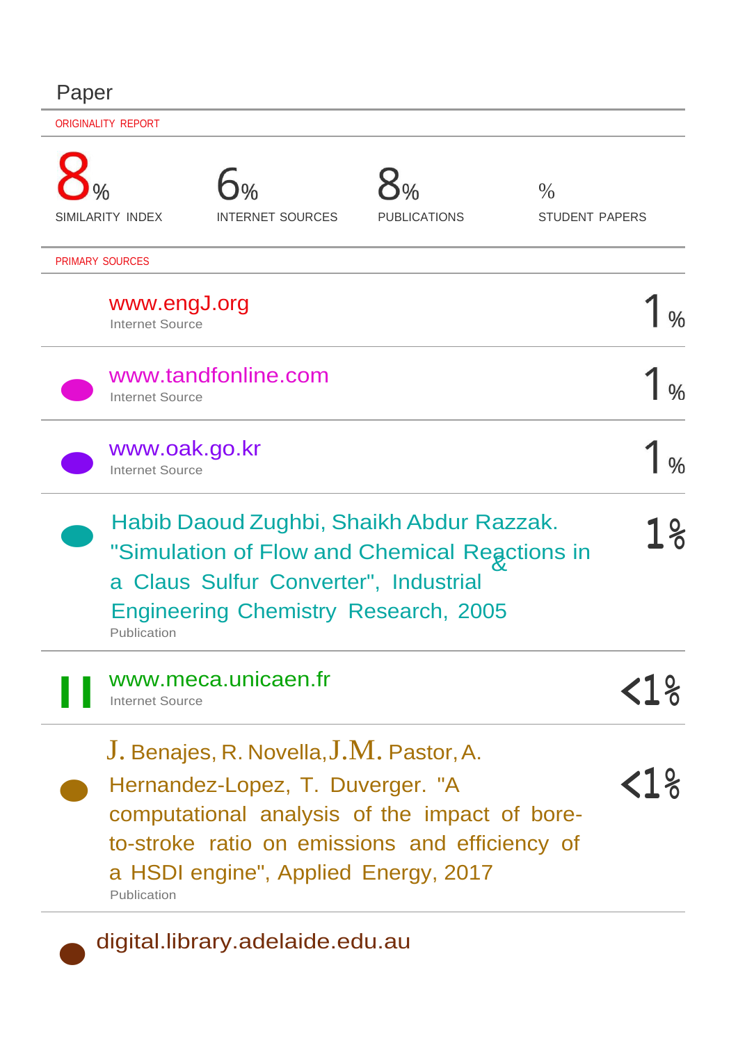# Paper

ORIGINALITY REPORT

| 8% | 6% | 8% | % |
|---|---|---|---|
| SIMILARITY INDEX | INTERNET SOURCES | PUBLICATIONS | STUDENT PAPERS |

PRIMARY SOURCES

| Source | Match |
|---|---|
| www.engJ.org<br>Internet Source | 1% |
| www.tandfonline.com<br>Internet Source | 1% |
| www.oak.go.kr<br>Internet Source | 1% |
| Habib Daoud Zughbi, Shaikh Abdur Razzak. "Simulation of Flow and Chemical Reactions in a Claus Sulfur Converter", Industrial & Engineering Chemistry Research, 2005<br>Publication | 1% |
| www.meca.unicaen.fr<br>Internet Source | <1% |
| J. Benajes, R. Novella, J.M. Pastor, A. Hernandez-Lopez, T. Duverger. "A computational analysis of the impact of bore-to-stroke ratio on emissions and efficiency of a HSDI engine", Applied Energy, 2017<br>Publication | <1% |
| digital.library.adelaide.edu.au | |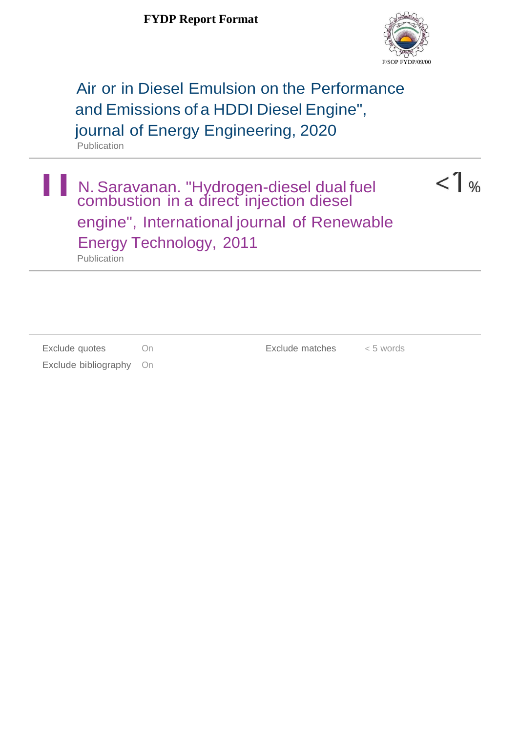Air or in Diesel Emulsion on the Performance and Emissions of a HDDI Diesel Engine", journal of Energy Engineering, 2020

Publication

---

N. Saravanan. "Hydrogen-diesel dual fuel combustion in a direct injection diesel engine", International journal of Renewable Energy Technology, 2011 — <1%

Publication

---

| | | | |
|---|---|---|---|
| Exclude quotes | On | Exclude matches | < 5 words |
| Exclude bibliography | On | | |